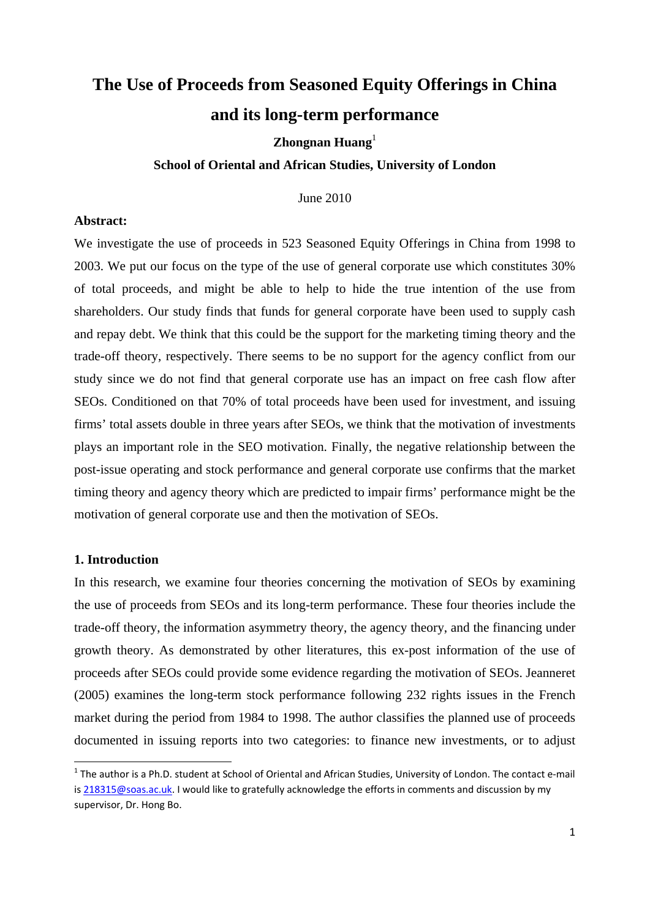# The Use of Proceeds from Seasoned Equity Offerings in China and its long-term performance

**Zhongnan Huang**[1]

**School of Oriental and African Studies, University of London**

June 2010

**Abstract:**

We investigate the use of proceeds in 523 Seasoned Equity Offerings in China from 1998 to 2003. We put our focus on the type of the use of general corporate use which constitutes 30% of total proceeds, and might be able to help to hide the true intention of the use from shareholders. Our study finds that funds for general corporate have been used to supply cash and repay debt. We think that this could be the support for the marketing timing theory and the trade-off theory, respectively. There seems to be no support for the agency conflict from our study since we do not find that general corporate use has an impact on free cash flow after SEOs. Conditioned on that 70% of total proceeds have been used for investment, and issuing firms' total assets double in three years after SEOs, we think that the motivation of investments plays an important role in the SEO motivation. Finally, the negative relationship between the post-issue operating and stock performance and general corporate use confirms that the market timing theory and agency theory which are predicted to impair firms' performance might be the motivation of general corporate use and then the motivation of SEOs.

## 1. Introduction

In this research, we examine four theories concerning the motivation of SEOs by examining the use of proceeds from SEOs and its long-term performance. These four theories include the trade-off theory, the information asymmetry theory, the agency theory, and the financing under growth theory. As demonstrated by other literatures, this ex-post information of the use of proceeds after SEOs could provide some evidence regarding the motivation of SEOs. Jeanneret (2005) examines the long-term stock performance following 232 rights issues in the French market during the period from 1984 to 1998. The author classifies the planned use of proceeds documented in issuing reports into two categories: to finance new investments, or to adjust

---

[1] The author is a Ph.D. student at School of Oriental and African Studies, University of London. The contact e-mail is 218315@soas.ac.uk. I would like to gratefully acknowledge the efforts in comments and discussion by my supervisor, Dr. Hong Bo.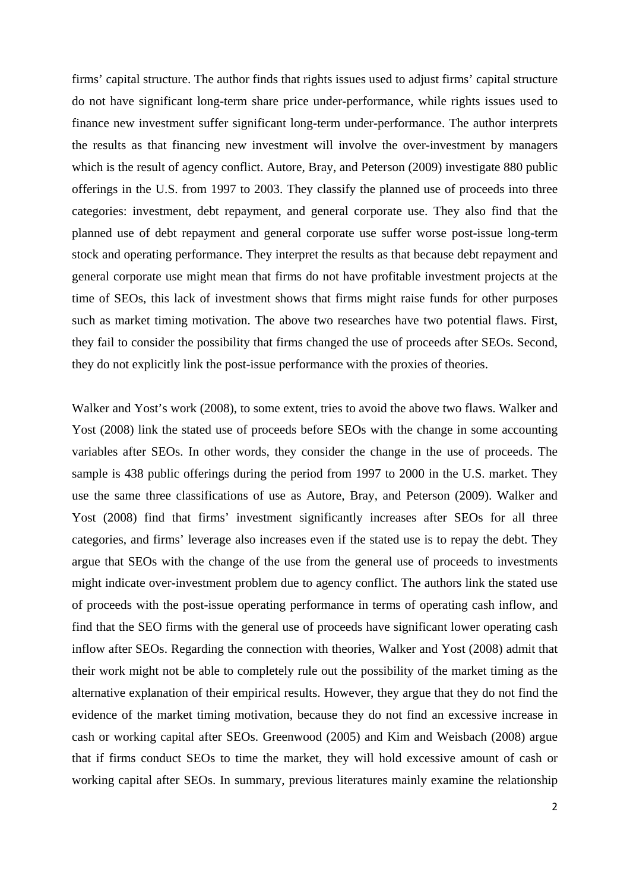firms' capital structure. The author finds that rights issues used to adjust firms' capital structure do not have significant long-term share price under-performance, while rights issues used to finance new investment suffer significant long-term under-performance. The author interprets the results as that financing new investment will involve the over-investment by managers which is the result of agency conflict. Autore, Bray, and Peterson (2009) investigate 880 public offerings in the U.S. from 1997 to 2003. They classify the planned use of proceeds into three categories: investment, debt repayment, and general corporate use. They also find that the planned use of debt repayment and general corporate use suffer worse post-issue long-term stock and operating performance. They interpret the results as that because debt repayment and general corporate use might mean that firms do not have profitable investment projects at the time of SEOs, this lack of investment shows that firms might raise funds for other purposes such as market timing motivation. The above two researches have two potential flaws. First, they fail to consider the possibility that firms changed the use of proceeds after SEOs. Second, they do not explicitly link the post-issue performance with the proxies of theories.

Walker and Yost's work (2008), to some extent, tries to avoid the above two flaws. Walker and Yost (2008) link the stated use of proceeds before SEOs with the change in some accounting variables after SEOs. In other words, they consider the change in the use of proceeds. The sample is 438 public offerings during the period from 1997 to 2000 in the U.S. market. They use the same three classifications of use as Autore, Bray, and Peterson (2009). Walker and Yost (2008) find that firms' investment significantly increases after SEOs for all three categories, and firms' leverage also increases even if the stated use is to repay the debt. They argue that SEOs with the change of the use from the general use of proceeds to investments might indicate over-investment problem due to agency conflict. The authors link the stated use of proceeds with the post-issue operating performance in terms of operating cash inflow, and find that the SEO firms with the general use of proceeds have significant lower operating cash inflow after SEOs. Regarding the connection with theories, Walker and Yost (2008) admit that their work might not be able to completely rule out the possibility of the market timing as the alternative explanation of their empirical results. However, they argue that they do not find the evidence of the market timing motivation, because they do not find an excessive increase in cash or working capital after SEOs. Greenwood (2005) and Kim and Weisbach (2008) argue that if firms conduct SEOs to time the market, they will hold excessive amount of cash or working capital after SEOs. In summary, previous literatures mainly examine the relationship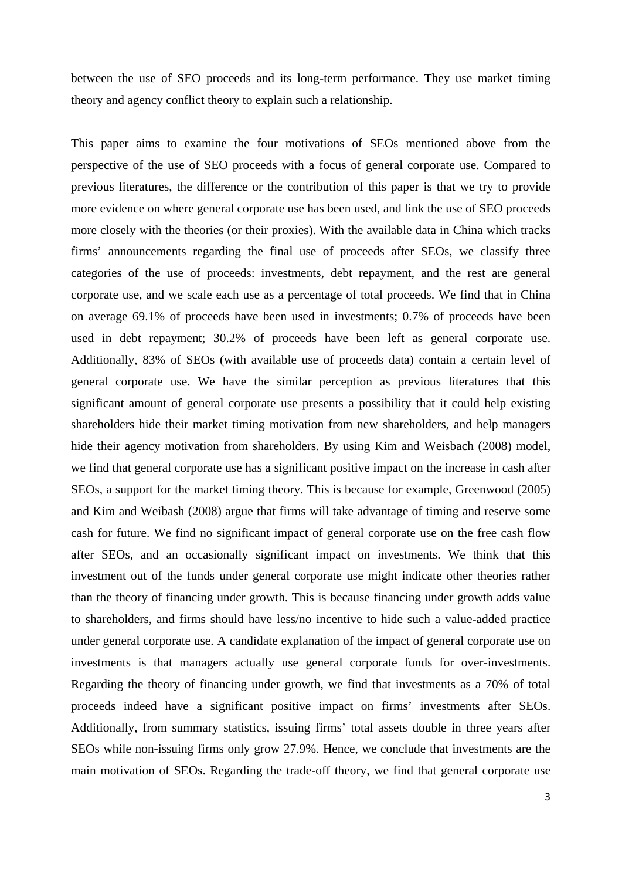between the use of SEO proceeds and its long-term performance. They use market timing theory and agency conflict theory to explain such a relationship.

This paper aims to examine the four motivations of SEOs mentioned above from the perspective of the use of SEO proceeds with a focus of general corporate use. Compared to previous literatures, the difference or the contribution of this paper is that we try to provide more evidence on where general corporate use has been used, and link the use of SEO proceeds more closely with the theories (or their proxies). With the available data in China which tracks firms' announcements regarding the final use of proceeds after SEOs, we classify three categories of the use of proceeds: investments, debt repayment, and the rest are general corporate use, and we scale each use as a percentage of total proceeds. We find that in China on average 69.1% of proceeds have been used in investments; 0.7% of proceeds have been used in debt repayment; 30.2% of proceeds have been left as general corporate use. Additionally, 83% of SEOs (with available use of proceeds data) contain a certain level of general corporate use. We have the similar perception as previous literatures that this significant amount of general corporate use presents a possibility that it could help existing shareholders hide their market timing motivation from new shareholders, and help managers hide their agency motivation from shareholders. By using Kim and Weisbach (2008) model, we find that general corporate use has a significant positive impact on the increase in cash after SEOs, a support for the market timing theory. This is because for example, Greenwood (2005) and Kim and Weibash (2008) argue that firms will take advantage of timing and reserve some cash for future. We find no significant impact of general corporate use on the free cash flow after SEOs, and an occasionally significant impact on investments. We think that this investment out of the funds under general corporate use might indicate other theories rather than the theory of financing under growth. This is because financing under growth adds value to shareholders, and firms should have less/no incentive to hide such a value-added practice under general corporate use. A candidate explanation of the impact of general corporate use on investments is that managers actually use general corporate funds for over-investments. Regarding the theory of financing under growth, we find that investments as a 70% of total proceeds indeed have a significant positive impact on firms' investments after SEOs. Additionally, from summary statistics, issuing firms' total assets double in three years after SEOs while non-issuing firms only grow 27.9%. Hence, we conclude that investments are the main motivation of SEOs. Regarding the trade-off theory, we find that general corporate use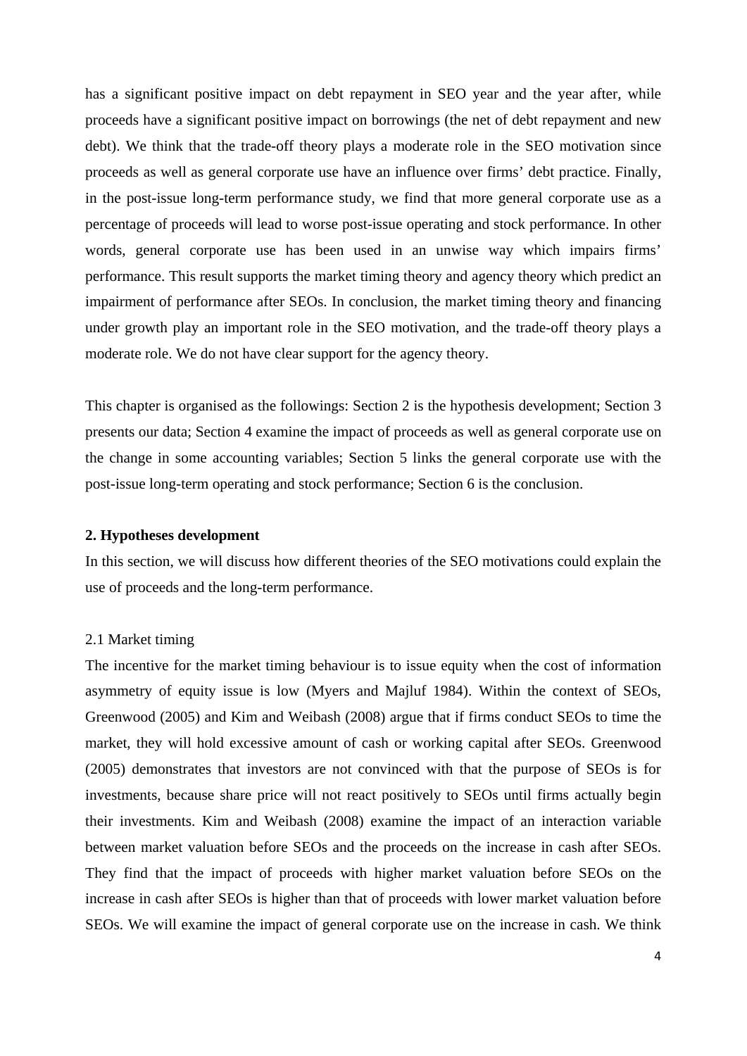has a significant positive impact on debt repayment in SEO year and the year after, while proceeds have a significant positive impact on borrowings (the net of debt repayment and new debt). We think that the trade-off theory plays a moderate role in the SEO motivation since proceeds as well as general corporate use have an influence over firms' debt practice. Finally, in the post-issue long-term performance study, we find that more general corporate use as a percentage of proceeds will lead to worse post-issue operating and stock performance. In other words, general corporate use has been used in an unwise way which impairs firms' performance. This result supports the market timing theory and agency theory which predict an impairment of performance after SEOs. In conclusion, the market timing theory and financing under growth play an important role in the SEO motivation, and the trade-off theory plays a moderate role. We do not have clear support for the agency theory.

This chapter is organised as the followings: Section 2 is the hypothesis development; Section 3 presents our data; Section 4 examine the impact of proceeds as well as general corporate use on the change in some accounting variables; Section 5 links the general corporate use with the post-issue long-term operating and stock performance; Section 6 is the conclusion.

## 2. Hypotheses development

In this section, we will discuss how different theories of the SEO motivations could explain the use of proceeds and the long-term performance.

### 2.1 Market timing

The incentive for the market timing behaviour is to issue equity when the cost of information asymmetry of equity issue is low (Myers and Majluf 1984). Within the context of SEOs, Greenwood (2005) and Kim and Weibash (2008) argue that if firms conduct SEOs to time the market, they will hold excessive amount of cash or working capital after SEOs. Greenwood (2005) demonstrates that investors are not convinced with that the purpose of SEOs is for investments, because share price will not react positively to SEOs until firms actually begin their investments. Kim and Weibash (2008) examine the impact of an interaction variable between market valuation before SEOs and the proceeds on the increase in cash after SEOs. They find that the impact of proceeds with higher market valuation before SEOs on the increase in cash after SEOs is higher than that of proceeds with lower market valuation before SEOs. We will examine the impact of general corporate use on the increase in cash. We think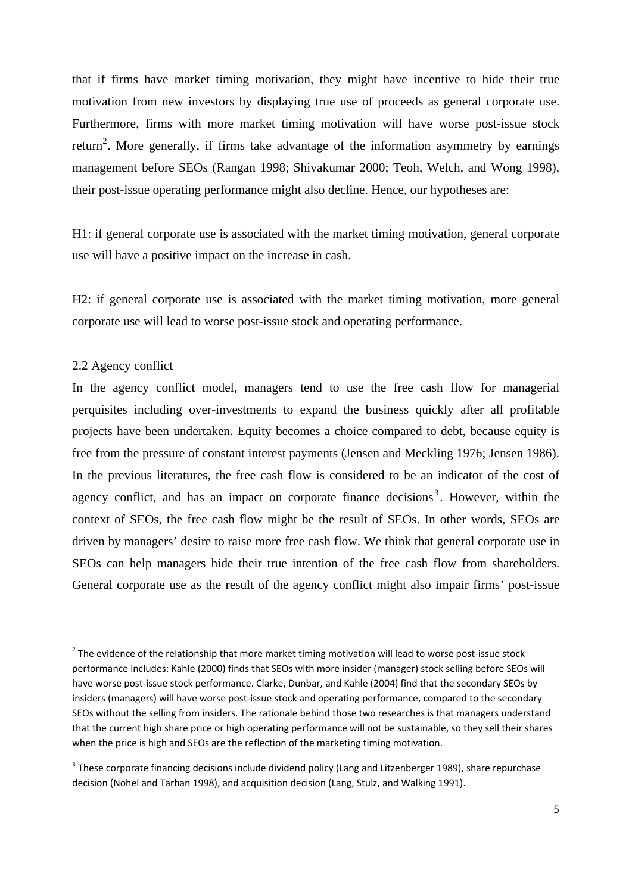that if firms have market timing motivation, they might have incentive to hide their true motivation from new investors by displaying true use of proceeds as general corporate use. Furthermore, firms with more market timing motivation will have worse post-issue stock return[2]. More generally, if firms take advantage of the information asymmetry by earnings management before SEOs (Rangan 1998; Shivakumar 2000; Teoh, Welch, and Wong 1998), their post-issue operating performance might also decline. Hence, our hypotheses are:

H1: if general corporate use is associated with the market timing motivation, general corporate use will have a positive impact on the increase in cash.

H2: if general corporate use is associated with the market timing motivation, more general corporate use will lead to worse post-issue stock and operating performance.

2.2 Agency conflict

In the agency conflict model, managers tend to use the free cash flow for managerial perquisites including over-investments to expand the business quickly after all profitable projects have been undertaken. Equity becomes a choice compared to debt, because equity is free from the pressure of constant interest payments (Jensen and Meckling 1976; Jensen 1986). In the previous literatures, the free cash flow is considered to be an indicator of the cost of agency conflict, and has an impact on corporate finance decisions[3]. However, within the context of SEOs, the free cash flow might be the result of SEOs. In other words, SEOs are driven by managers' desire to raise more free cash flow. We think that general corporate use in SEOs can help managers hide their true intention of the free cash flow from shareholders. General corporate use as the result of the agency conflict might also impair firms' post-issue

---

[2] The evidence of the relationship that more market timing motivation will lead to worse post-issue stock performance includes: Kahle (2000) finds that SEOs with more insider (manager) stock selling before SEOs will have worse post-issue stock performance. Clarke, Dunbar, and Kahle (2004) find that the secondary SEOs by insiders (managers) will have worse post-issue stock and operating performance, compared to the secondary SEOs without the selling from insiders. The rationale behind those two researches is that managers understand that the current high share price or high operating performance will not be sustainable, so they sell their shares when the price is high and SEOs are the reflection of the marketing timing motivation.

[3] These corporate financing decisions include dividend policy (Lang and Litzenberger 1989), share repurchase decision (Nohel and Tarhan 1998), and acquisition decision (Lang, Stulz, and Walking 1991).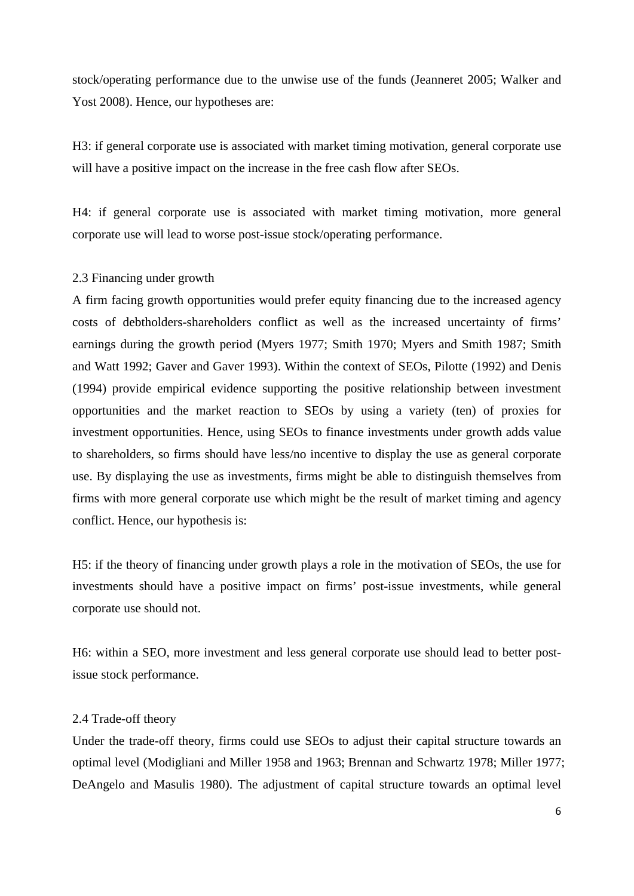stock/operating performance due to the unwise use of the funds (Jeanneret 2005; Walker and Yost 2008). Hence, our hypotheses are:

H3: if general corporate use is associated with market timing motivation, general corporate use will have a positive impact on the increase in the free cash flow after SEOs.

H4: if general corporate use is associated with market timing motivation, more general corporate use will lead to worse post-issue stock/operating performance.

### 2.3 Financing under growth

A firm facing growth opportunities would prefer equity financing due to the increased agency costs of debtholders-shareholders conflict as well as the increased uncertainty of firms' earnings during the growth period (Myers 1977; Smith 1970; Myers and Smith 1987; Smith and Watt 1992; Gaver and Gaver 1993). Within the context of SEOs, Pilotte (1992) and Denis (1994) provide empirical evidence supporting the positive relationship between investment opportunities and the market reaction to SEOs by using a variety (ten) of proxies for investment opportunities. Hence, using SEOs to finance investments under growth adds value to shareholders, so firms should have less/no incentive to display the use as general corporate use. By displaying the use as investments, firms might be able to distinguish themselves from firms with more general corporate use which might be the result of market timing and agency conflict. Hence, our hypothesis is:

H5: if the theory of financing under growth plays a role in the motivation of SEOs, the use for investments should have a positive impact on firms' post-issue investments, while general corporate use should not.

H6: within a SEO, more investment and less general corporate use should lead to better post-issue stock performance.

### 2.4 Trade-off theory

Under the trade-off theory, firms could use SEOs to adjust their capital structure towards an optimal level (Modigliani and Miller 1958 and 1963; Brennan and Schwartz 1978; Miller 1977; DeAngelo and Masulis 1980). The adjustment of capital structure towards an optimal level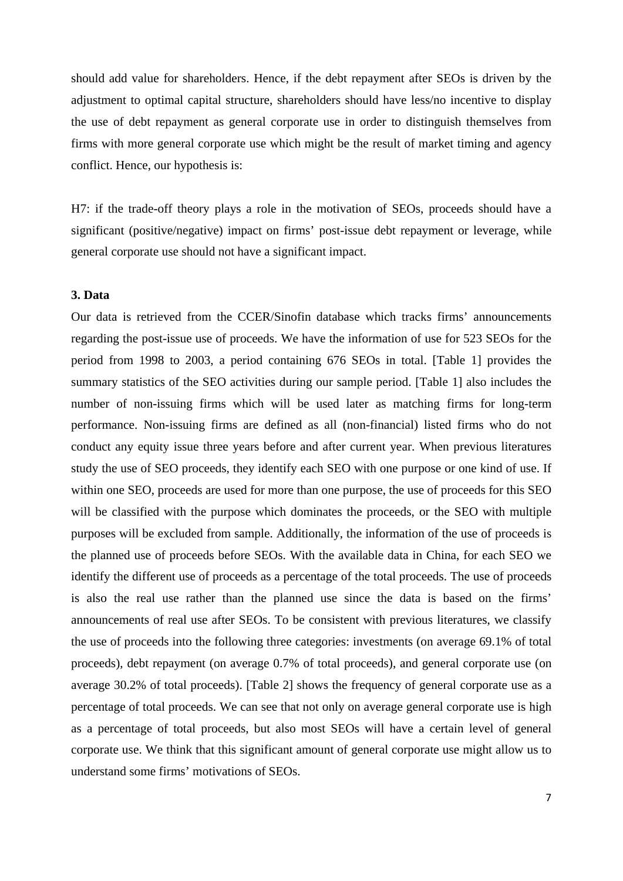should add value for shareholders. Hence, if the debt repayment after SEOs is driven by the adjustment to optimal capital structure, shareholders should have less/no incentive to display the use of debt repayment as general corporate use in order to distinguish themselves from firms with more general corporate use which might be the result of market timing and agency conflict. Hence, our hypothesis is:

H7: if the trade-off theory plays a role in the motivation of SEOs, proceeds should have a significant (positive/negative) impact on firms' post-issue debt repayment or leverage, while general corporate use should not have a significant impact.

### 3. Data

Our data is retrieved from the CCER/Sinofin database which tracks firms' announcements regarding the post-issue use of proceeds. We have the information of use for 523 SEOs for the period from 1998 to 2003, a period containing 676 SEOs in total. [Table 1] provides the summary statistics of the SEO activities during our sample period. [Table 1] also includes the number of non-issuing firms which will be used later as matching firms for long-term performance. Non-issuing firms are defined as all (non-financial) listed firms who do not conduct any equity issue three years before and after current year. When previous literatures study the use of SEO proceeds, they identify each SEO with one purpose or one kind of use. If within one SEO, proceeds are used for more than one purpose, the use of proceeds for this SEO will be classified with the purpose which dominates the proceeds, or the SEO with multiple purposes will be excluded from sample. Additionally, the information of the use of proceeds is the planned use of proceeds before SEOs. With the available data in China, for each SEO we identify the different use of proceeds as a percentage of the total proceeds. The use of proceeds is also the real use rather than the planned use since the data is based on the firms' announcements of real use after SEOs. To be consistent with previous literatures, we classify the use of proceeds into the following three categories: investments (on average 69.1% of total proceeds), debt repayment (on average 0.7% of total proceeds), and general corporate use (on average 30.2% of total proceeds). [Table 2] shows the frequency of general corporate use as a percentage of total proceeds. We can see that not only on average general corporate use is high as a percentage of total proceeds, but also most SEOs will have a certain level of general corporate use. We think that this significant amount of general corporate use might allow us to understand some firms' motivations of SEOs.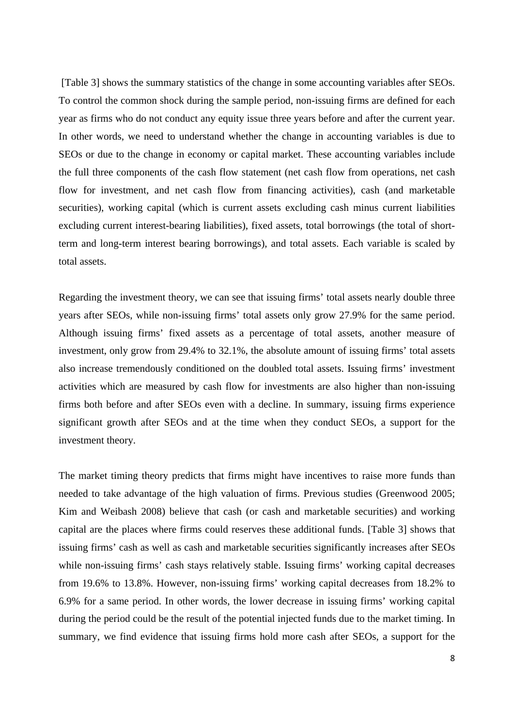[Table 3] shows the summary statistics of the change in some accounting variables after SEOs. To control the common shock during the sample period, non-issuing firms are defined for each year as firms who do not conduct any equity issue three years before and after the current year. In other words, we need to understand whether the change in accounting variables is due to SEOs or due to the change in economy or capital market. These accounting variables include the full three components of the cash flow statement (net cash flow from operations, net cash flow for investment, and net cash flow from financing activities), cash (and marketable securities), working capital (which is current assets excluding cash minus current liabilities excluding current interest-bearing liabilities), fixed assets, total borrowings (the total of short-term and long-term interest bearing borrowings), and total assets. Each variable is scaled by total assets.

Regarding the investment theory, we can see that issuing firms' total assets nearly double three years after SEOs, while non-issuing firms' total assets only grow 27.9% for the same period. Although issuing firms' fixed assets as a percentage of total assets, another measure of investment, only grow from 29.4% to 32.1%, the absolute amount of issuing firms' total assets also increase tremendously conditioned on the doubled total assets. Issuing firms' investment activities which are measured by cash flow for investments are also higher than non-issuing firms both before and after SEOs even with a decline. In summary, issuing firms experience significant growth after SEOs and at the time when they conduct SEOs, a support for the investment theory.

The market timing theory predicts that firms might have incentives to raise more funds than needed to take advantage of the high valuation of firms. Previous studies (Greenwood 2005; Kim and Weibash 2008) believe that cash (or cash and marketable securities) and working capital are the places where firms could reserves these additional funds. [Table 3] shows that issuing firms' cash as well as cash and marketable securities significantly increases after SEOs while non-issuing firms' cash stays relatively stable. Issuing firms' working capital decreases from 19.6% to 13.8%. However, non-issuing firms' working capital decreases from 18.2% to 6.9% for a same period. In other words, the lower decrease in issuing firms' working capital during the period could be the result of the potential injected funds due to the market timing. In summary, we find evidence that issuing firms hold more cash after SEOs, a support for the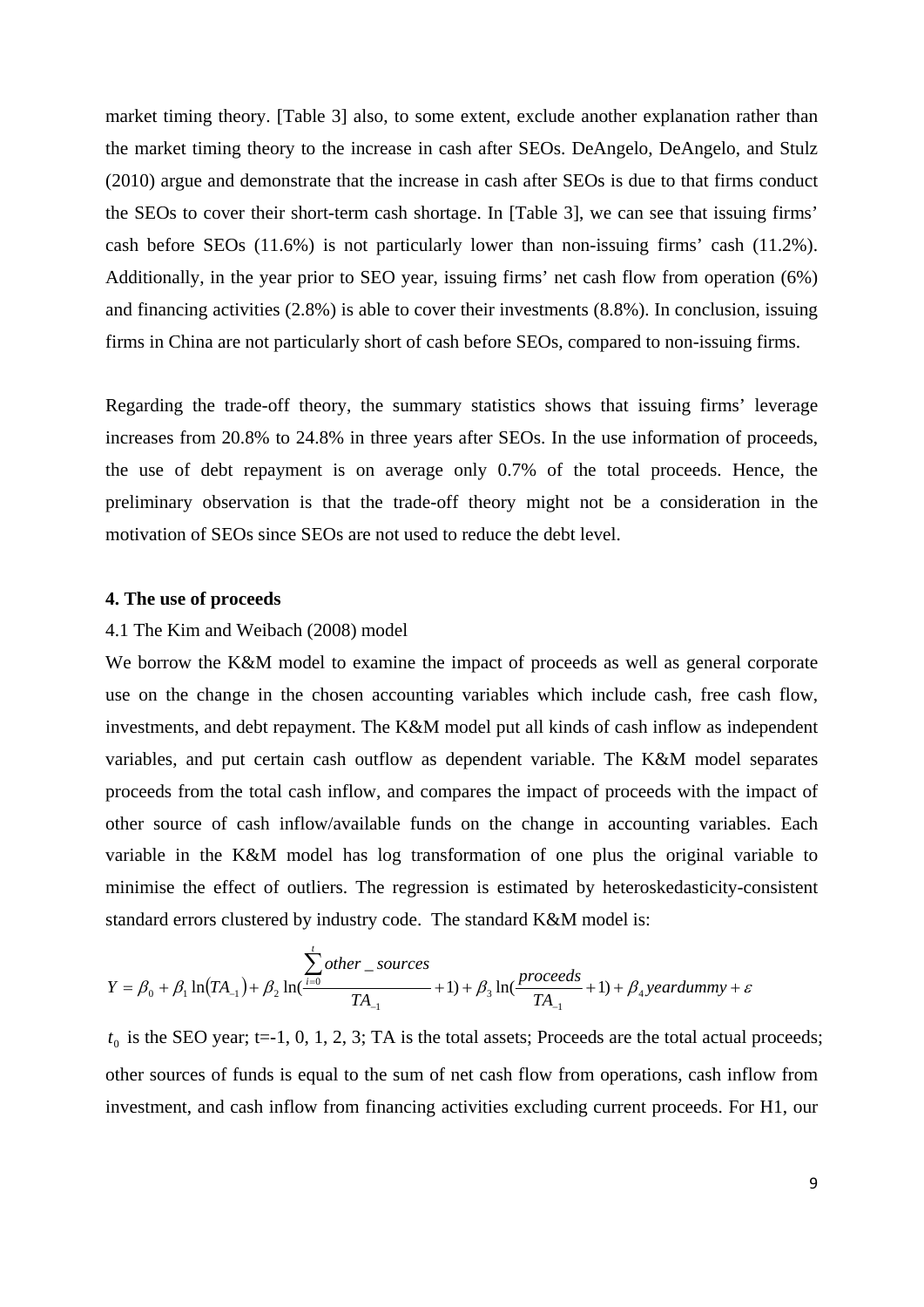market timing theory. [Table 3] also, to some extent, exclude another explanation rather than the market timing theory to the increase in cash after SEOs. DeAngelo, DeAngelo, and Stulz (2010) argue and demonstrate that the increase in cash after SEOs is due to that firms conduct the SEOs to cover their short-term cash shortage. In [Table 3], we can see that issuing firms' cash before SEOs (11.6%) is not particularly lower than non-issuing firms' cash (11.2%). Additionally, in the year prior to SEO year, issuing firms' net cash flow from operation (6%) and financing activities (2.8%) is able to cover their investments (8.8%). In conclusion, issuing firms in China are not particularly short of cash before SEOs, compared to non-issuing firms.

Regarding the trade-off theory, the summary statistics shows that issuing firms' leverage increases from 20.8% to 24.8% in three years after SEOs. In the use information of proceeds, the use of debt repayment is on average only 0.7% of the total proceeds. Hence, the preliminary observation is that the trade-off theory might not be a consideration in the motivation of SEOs since SEOs are not used to reduce the debt level.

**4. The use of proceeds**

4.1 The Kim and Weibach (2008) model

We borrow the K&M model to examine the impact of proceeds as well as general corporate use on the change in the chosen accounting variables which include cash, free cash flow, investments, and debt repayment. The K&M model put all kinds of cash inflow as independent variables, and put certain cash outflow as dependent variable. The K&M model separates proceeds from the total cash inflow, and compares the impact of proceeds with the impact of other source of cash inflow/available funds on the change in accounting variables. Each variable in the K&M model has log transformation of one plus the original variable to minimise the effect of outliers. The regression is estimated by heteroskedasticity-consistent standard errors clustered by industry code. The standard K&M model is:

$$Y = \beta_0 + \beta_1 \ln(TA_{-1}) + \beta_2 \ln\left(\frac{\sum_{i=0}^{t} other\_sources}{TA_{-1}} + 1\right) + \beta_3 \ln\left(\frac{proceeds}{TA_{-1}} + 1\right) + \beta_4 yeardummy + \varepsilon$$

$t_0$ is the SEO year; t=-1, 0, 1, 2, 3; TA is the total assets; Proceeds are the total actual proceeds; other sources of funds is equal to the sum of net cash flow from operations, cash inflow from investment, and cash inflow from financing activities excluding current proceeds. For H1, our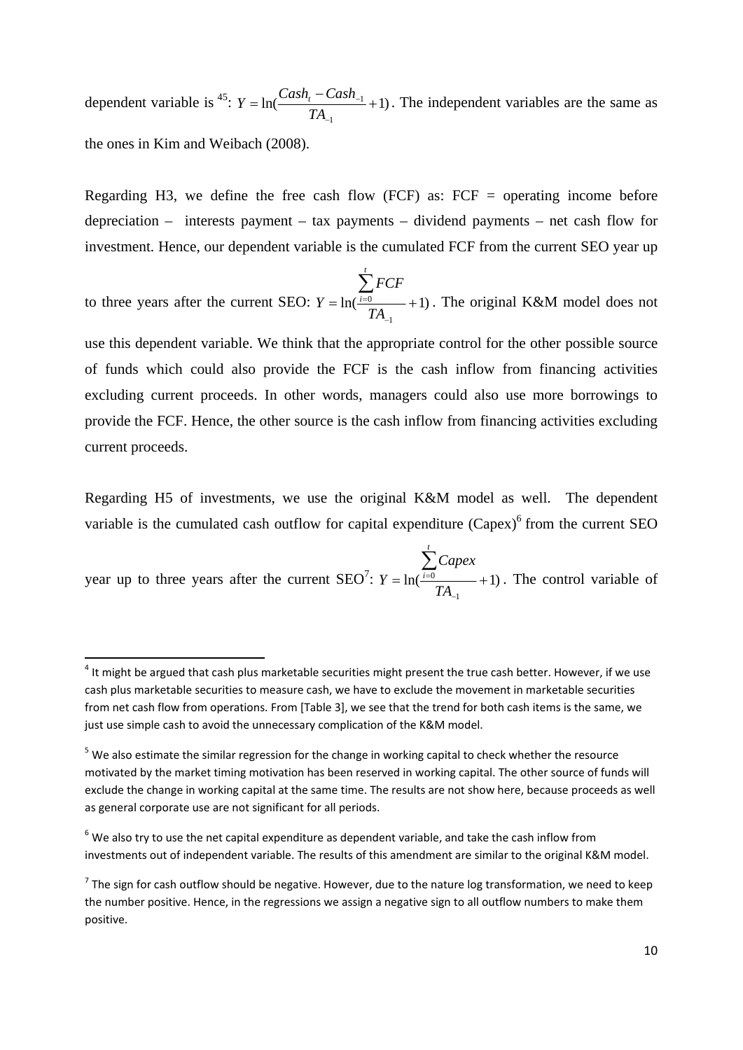dependent variable is [4][5]: $Y = \ln(\frac{Cash_t - Cash_{-1}}{TA_{-1}} + 1)$. The independent variables are the same as the ones in Kim and Weibach (2008).

Regarding H3, we define the free cash flow (FCF) as: FCF = operating income before depreciation – interests payment – tax payments – dividend payments – net cash flow for investment. Hence, our dependent variable is the cumulated FCF from the current SEO year up to three years after the current SEO: $Y = \ln(\frac{\sum_{i=0}^{t} FCF}{TA_{-1}} + 1)$. The original K&M model does not use this dependent variable. We think that the appropriate control for the other possible source of funds which could also provide the FCF is the cash inflow from financing activities excluding current proceeds. In other words, managers could also use more borrowings to provide the FCF. Hence, the other source is the cash inflow from financing activities excluding current proceeds.

Regarding H5 of investments, we use the original K&M model as well. The dependent variable is the cumulated cash outflow for capital expenditure (Capex)[6] from the current SEO year up to three years after the current SEO[7]: $Y = \ln(\frac{\sum_{i=0}^{t} Capex}{TA_{-1}} + 1)$. The control variable of

---

[4] It might be argued that cash plus marketable securities might present the true cash better. However, if we use cash plus marketable securities to measure cash, we have to exclude the movement in marketable securities from net cash flow from operations. From [Table 3], we see that the trend for both cash items is the same, we just use simple cash to avoid the unnecessary complication of the K&M model.

[5] We also estimate the similar regression for the change in working capital to check whether the resource motivated by the market timing motivation has been reserved in working capital. The other source of funds will exclude the change in working capital at the same time. The results are not show here, because proceeds as well as general corporate use are not significant for all periods.

[6] We also try to use the net capital expenditure as dependent variable, and take the cash inflow from investments out of independent variable. The results of this amendment are similar to the original K&M model.

[7] The sign for cash outflow should be negative. However, due to the nature log transformation, we need to keep the number positive. Hence, in the regressions we assign a negative sign to all outflow numbers to make them positive.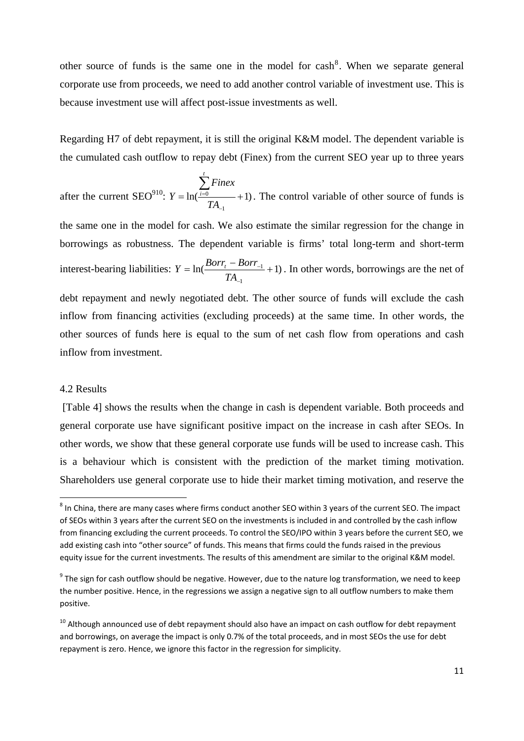other source of funds is the same one in the model for cash[8]. When we separate general corporate use from proceeds, we need to add another control variable of investment use. This is because investment use will affect post-issue investments as well.

Regarding H7 of debt repayment, it is still the original K&M model. The dependent variable is the cumulated cash outflow to repay debt (Finex) from the current SEO year up to three years after the current SEO[9,10]: $Y = \ln(\frac{\sum_{i=0}^{t} Finex}{TA_{-1}} + 1)$. The control variable of other source of funds is the same one in the model for cash. We also estimate the similar regression for the change in borrowings as robustness. The dependent variable is firms' total long-term and short-term interest-bearing liabilities: $Y = \ln(\frac{Borr_t - Borr_{-1}}{TA_{-1}} + 1)$. In other words, borrowings are the net of debt repayment and newly negotiated debt. The other source of funds will exclude the cash inflow from financing activities (excluding proceeds) at the same time. In other words, the other sources of funds here is equal to the sum of net cash flow from operations and cash inflow from investment.

4.2 Results

[Table 4] shows the results when the change in cash is dependent variable. Both proceeds and general corporate use have significant positive impact on the increase in cash after SEOs. In other words, we show that these general corporate use funds will be used to increase cash. This is a behaviour which is consistent with the prediction of the market timing motivation. Shareholders use general corporate use to hide their market timing motivation, and reserve the

---

[8] In China, there are many cases where firms conduct another SEO within 3 years of the current SEO. The impact of SEOs within 3 years after the current SEO on the investments is included in and controlled by the cash inflow from financing excluding the current proceeds. To control the SEO/IPO within 3 years before the current SEO, we add existing cash into "other source" of funds. This means that firms could the funds raised in the previous equity issue for the current investments. The results of this amendment are similar to the original K&M model.

[9] The sign for cash outflow should be negative. However, due to the nature log transformation, we need to keep the number positive. Hence, in the regressions we assign a negative sign to all outflow numbers to make them positive.

[10] Although announced use of debt repayment should also have an impact on cash outflow for debt repayment and borrowings, on average the impact is only 0.7% of the total proceeds, and in most SEOs the use for debt repayment is zero. Hence, we ignore this factor in the regression for simplicity.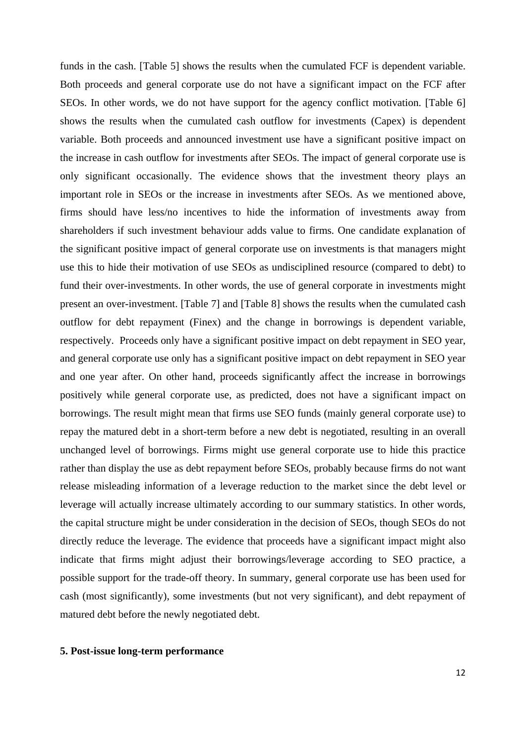funds in the cash. [Table 5] shows the results when the cumulated FCF is dependent variable. Both proceeds and general corporate use do not have a significant impact on the FCF after SEOs. In other words, we do not have support for the agency conflict motivation. [Table 6] shows the results when the cumulated cash outflow for investments (Capex) is dependent variable. Both proceeds and announced investment use have a significant positive impact on the increase in cash outflow for investments after SEOs. The impact of general corporate use is only significant occasionally. The evidence shows that the investment theory plays an important role in SEOs or the increase in investments after SEOs. As we mentioned above, firms should have less/no incentives to hide the information of investments away from shareholders if such investment behaviour adds value to firms. One candidate explanation of the significant positive impact of general corporate use on investments is that managers might use this to hide their motivation of use SEOs as undisciplined resource (compared to debt) to fund their over-investments. In other words, the use of general corporate in investments might present an over-investment. [Table 7] and [Table 8] shows the results when the cumulated cash outflow for debt repayment (Finex) and the change in borrowings is dependent variable, respectively. Proceeds only have a significant positive impact on debt repayment in SEO year, and general corporate use only has a significant positive impact on debt repayment in SEO year and one year after. On other hand, proceeds significantly affect the increase in borrowings positively while general corporate use, as predicted, does not have a significant impact on borrowings. The result might mean that firms use SEO funds (mainly general corporate use) to repay the matured debt in a short-term before a new debt is negotiated, resulting in an overall unchanged level of borrowings. Firms might use general corporate use to hide this practice rather than display the use as debt repayment before SEOs, probably because firms do not want release misleading information of a leverage reduction to the market since the debt level or leverage will actually increase ultimately according to our summary statistics. In other words, the capital structure might be under consideration in the decision of SEOs, though SEOs do not directly reduce the leverage. The evidence that proceeds have a significant impact might also indicate that firms might adjust their borrowings/leverage according to SEO practice, a possible support for the trade-off theory. In summary, general corporate use has been used for cash (most significantly), some investments (but not very significant), and debt repayment of matured debt before the newly negotiated debt.

## 5. Post-issue long-term performance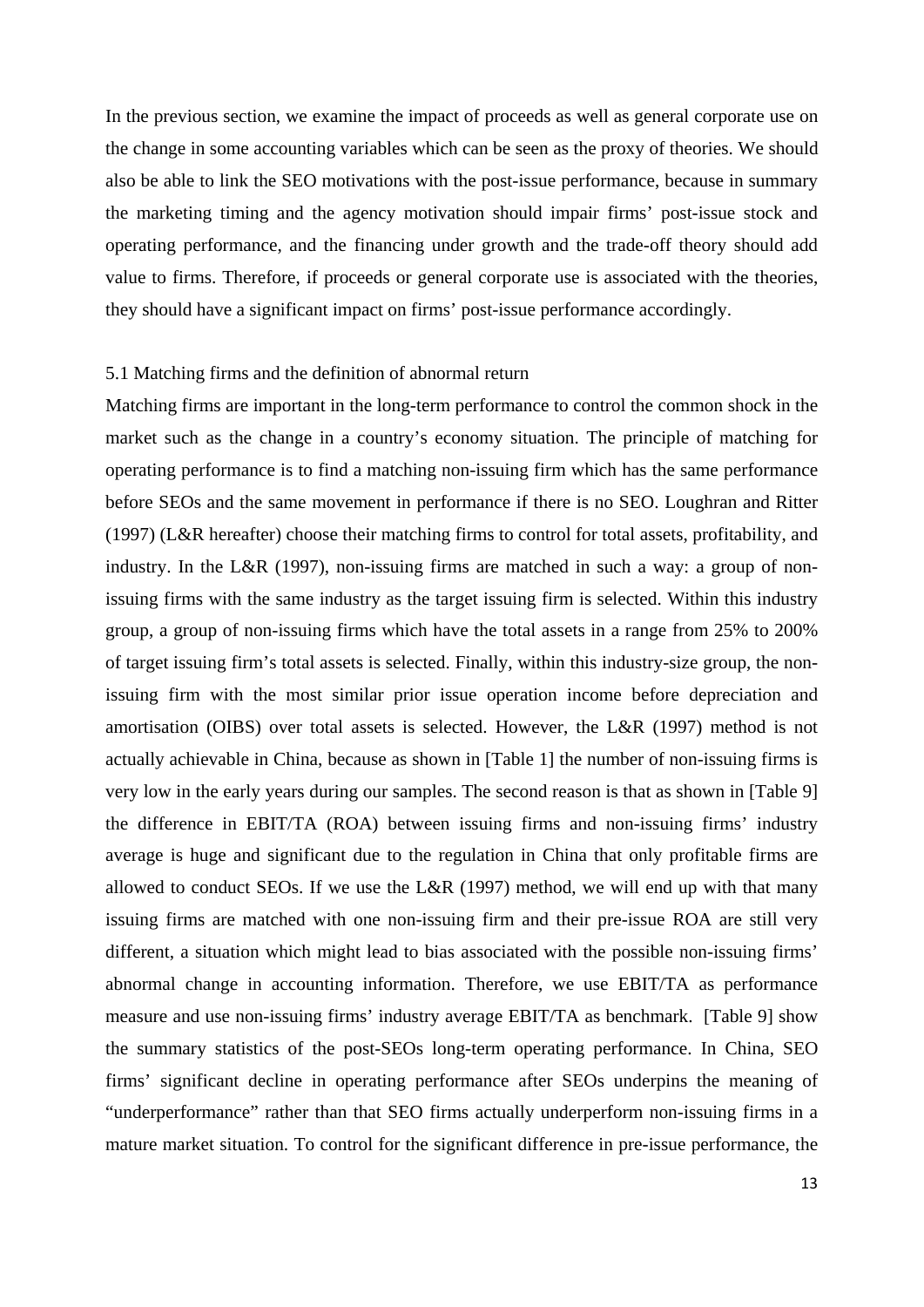In the previous section, we examine the impact of proceeds as well as general corporate use on the change in some accounting variables which can be seen as the proxy of theories. We should also be able to link the SEO motivations with the post-issue performance, because in summary the marketing timing and the agency motivation should impair firms' post-issue stock and operating performance, and the financing under growth and the trade-off theory should add value to firms. Therefore, if proceeds or general corporate use is associated with the theories, they should have a significant impact on firms' post-issue performance accordingly.

## 5.1 Matching firms and the definition of abnormal return

Matching firms are important in the long-term performance to control the common shock in the market such as the change in a country's economy situation. The principle of matching for operating performance is to find a matching non-issuing firm which has the same performance before SEOs and the same movement in performance if there is no SEO. Loughran and Ritter (1997) (L&R hereafter) choose their matching firms to control for total assets, profitability, and industry. In the L&R (1997), non-issuing firms are matched in such a way: a group of non-issuing firms with the same industry as the target issuing firm is selected. Within this industry group, a group of non-issuing firms which have the total assets in a range from 25% to 200% of target issuing firm's total assets is selected. Finally, within this industry-size group, the non-issuing firm with the most similar prior issue operation income before depreciation and amortisation (OIBS) over total assets is selected. However, the L&R (1997) method is not actually achievable in China, because as shown in [Table 1] the number of non-issuing firms is very low in the early years during our samples. The second reason is that as shown in [Table 9] the difference in EBIT/TA (ROA) between issuing firms and non-issuing firms' industry average is huge and significant due to the regulation in China that only profitable firms are allowed to conduct SEOs. If we use the L&R (1997) method, we will end up with that many issuing firms are matched with one non-issuing firm and their pre-issue ROA are still very different, a situation which might lead to bias associated with the possible non-issuing firms' abnormal change in accounting information. Therefore, we use EBIT/TA as performance measure and use non-issuing firms' industry average EBIT/TA as benchmark. [Table 9] show the summary statistics of the post-SEOs long-term operating performance. In China, SEO firms' significant decline in operating performance after SEOs underpins the meaning of "underperformance" rather than that SEO firms actually underperform non-issuing firms in a mature market situation. To control for the significant difference in pre-issue performance, the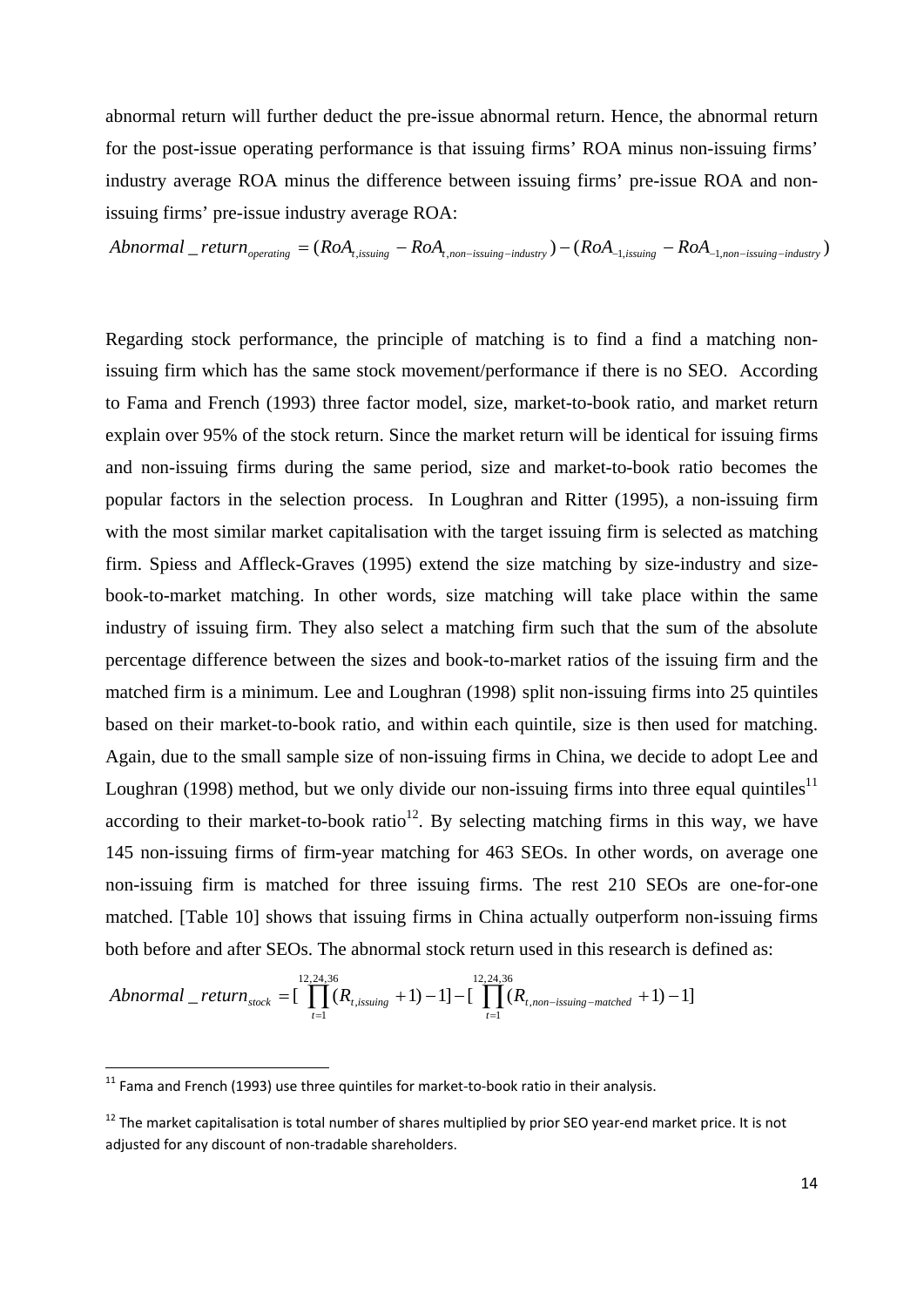abnormal return will further deduct the pre-issue abnormal return. Hence, the abnormal return for the post-issue operating performance is that issuing firms' ROA minus non-issuing firms' industry average ROA minus the difference between issuing firms' pre-issue ROA and non-issuing firms' pre-issue industry average ROA:

$$Abnormal\_return_{operating} = (RoA_{t,issuing} - RoA_{t,non-issuing-industry}) - (RoA_{-1,issuing} - RoA_{-1,non-issuing-industry})$$

Regarding stock performance, the principle of matching is to find a find a matching non-issuing firm which has the same stock movement/performance if there is no SEO. According to Fama and French (1993) three factor model, size, market-to-book ratio, and market return explain over 95% of the stock return. Since the market return will be identical for issuing firms and non-issuing firms during the same period, size and market-to-book ratio becomes the popular factors in the selection process. In Loughran and Ritter (1995), a non-issuing firm with the most similar market capitalisation with the target issuing firm is selected as matching firm. Spiess and Affleck-Graves (1995) extend the size matching by size-industry and size-book-to-market matching. In other words, size matching will take place within the same industry of issuing firm. They also select a matching firm such that the sum of the absolute percentage difference between the sizes and book-to-market ratios of the issuing firm and the matched firm is a minimum. Lee and Loughran (1998) split non-issuing firms into 25 quintiles based on their market-to-book ratio, and within each quintile, size is then used for matching. Again, due to the small sample size of non-issuing firms in China, we decide to adopt Lee and Loughran (1998) method, but we only divide our non-issuing firms into three equal quintiles[11] according to their market-to-book ratio[12]. By selecting matching firms in this way, we have 145 non-issuing firms of firm-year matching for 463 SEOs. In other words, on average one non-issuing firm is matched for three issuing firms. The rest 210 SEOs are one-for-one matched. [Table 10] shows that issuing firms in China actually outperform non-issuing firms both before and after SEOs. The abnormal stock return used in this research is defined as:

$$Abnormal\_return_{stock} = [\prod_{t=1}^{12,24,36}(R_{t,issuing} + 1) - 1] - [\prod_{t=1}^{12,24,36}(R_{t,non-issuing-matched} + 1) - 1]$$

[11] Fama and French (1993) use three quintiles for market-to-book ratio in their analysis.

[12] The market capitalisation is total number of shares multiplied by prior SEO year-end market price. It is not adjusted for any discount of non-tradable shareholders.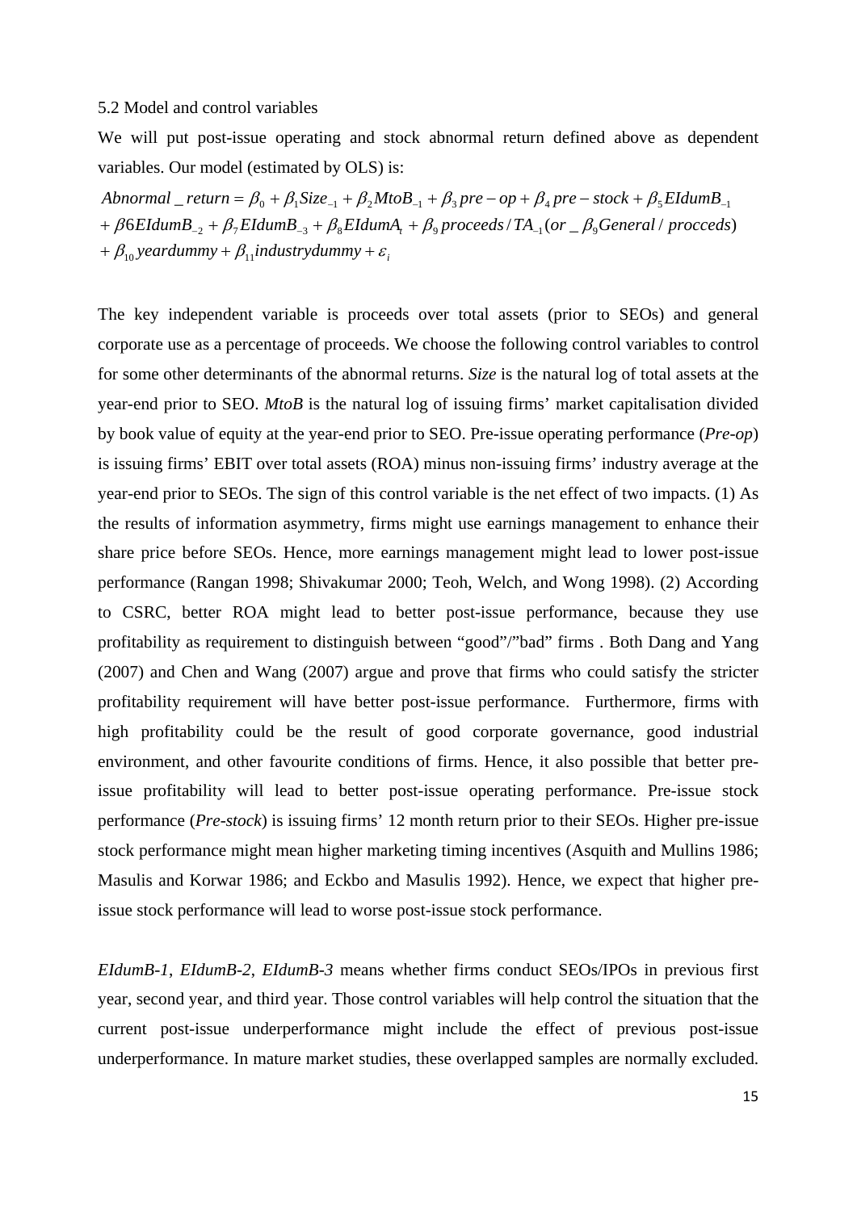5.2 Model and control variables

We will put post-issue operating and stock abnormal return defined above as dependent variables. Our model (estimated by OLS) is:

$$
\begin{aligned}
Abnormal\_return &= \beta_0 + \beta_1 Size_{-1} + \beta_2 MtoB_{-1} + \beta_3 pre-op + \beta_4 pre-stock + \beta_5 EIdumB_{-1} \\
&+ \beta 6 EIdumB_{-2} + \beta_7 EIdumB_{-3} + \beta_8 EIdumA_t + \beta_9 proceeds/TA_{-1} (or\_\beta_9 General/procceds) \\
&+ \beta_{10} yeardummy + \beta_{11} industrydummy + \varepsilon_i
\end{aligned}
$$

The key independent variable is proceeds over total assets (prior to SEOs) and general corporate use as a percentage of proceeds. We choose the following control variables to control for some other determinants of the abnormal returns. *Size* is the natural log of total assets at the year-end prior to SEO. *MtoB* is the natural log of issuing firms' market capitalisation divided by book value of equity at the year-end prior to SEO. Pre-issue operating performance (*Pre-op*) is issuing firms' EBIT over total assets (ROA) minus non-issuing firms' industry average at the year-end prior to SEOs. The sign of this control variable is the net effect of two impacts. (1) As the results of information asymmetry, firms might use earnings management to enhance their share price before SEOs. Hence, more earnings management might lead to lower post-issue performance (Rangan 1998; Shivakumar 2000; Teoh, Welch, and Wong 1998). (2) According to CSRC, better ROA might lead to better post-issue performance, because they use profitability as requirement to distinguish between "good"/"bad" firms . Both Dang and Yang (2007) and Chen and Wang (2007) argue and prove that firms who could satisfy the stricter profitability requirement will have better post-issue performance. Furthermore, firms with high profitability could be the result of good corporate governance, good industrial environment, and other favourite conditions of firms. Hence, it also possible that better pre-issue profitability will lead to better post-issue operating performance. Pre-issue stock performance (*Pre-stock*) is issuing firms' 12 month return prior to their SEOs. Higher pre-issue stock performance might mean higher marketing timing incentives (Asquith and Mullins 1986; Masulis and Korwar 1986; and Eckbo and Masulis 1992). Hence, we expect that higher pre-issue stock performance will lead to worse post-issue stock performance.

*EIdumB-1*, *EIdumB-2*, *EIdumB-3* means whether firms conduct SEOs/IPOs in previous first year, second year, and third year. Those control variables will help control the situation that the current post-issue underperformance might include the effect of previous post-issue underperformance. In mature market studies, these overlapped samples are normally excluded.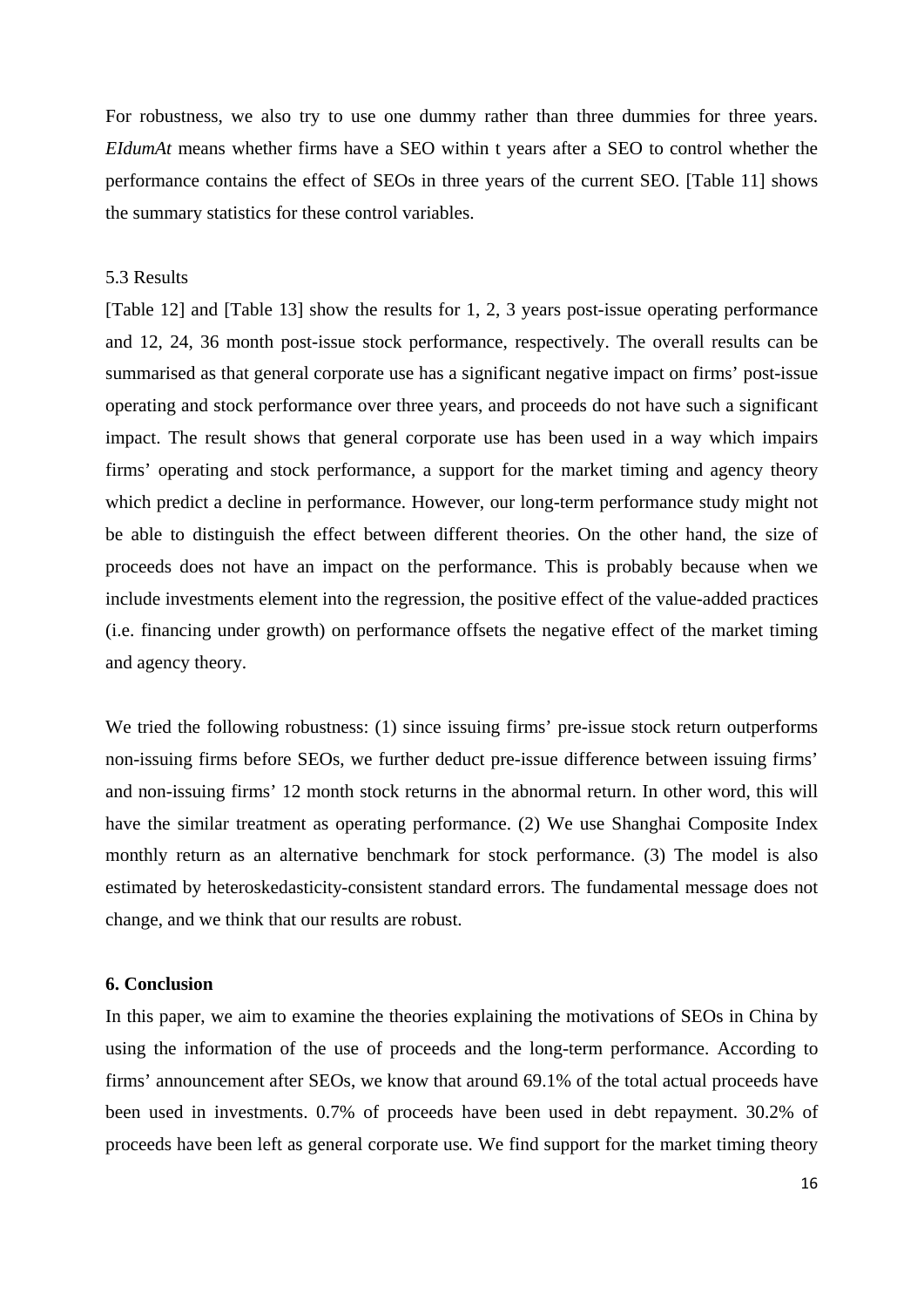For robustness, we also try to use one dummy rather than three dummies for three years. *EIdumAt* means whether firms have a SEO within t years after a SEO to control whether the performance contains the effect of SEOs in three years of the current SEO. [Table 11] shows the summary statistics for these control variables.

5.3 Results

[Table 12] and [Table 13] show the results for 1, 2, 3 years post-issue operating performance and 12, 24, 36 month post-issue stock performance, respectively. The overall results can be summarised as that general corporate use has a significant negative impact on firms' post-issue operating and stock performance over three years, and proceeds do not have such a significant impact. The result shows that general corporate use has been used in a way which impairs firms' operating and stock performance, a support for the market timing and agency theory which predict a decline in performance. However, our long-term performance study might not be able to distinguish the effect between different theories. On the other hand, the size of proceeds does not have an impact on the performance. This is probably because when we include investments element into the regression, the positive effect of the value-added practices (i.e. financing under growth) on performance offsets the negative effect of the market timing and agency theory.

We tried the following robustness: (1) since issuing firms' pre-issue stock return outperforms non-issuing firms before SEOs, we further deduct pre-issue difference between issuing firms' and non-issuing firms' 12 month stock returns in the abnormal return. In other word, this will have the similar treatment as operating performance. (2) We use Shanghai Composite Index monthly return as an alternative benchmark for stock performance. (3) The model is also estimated by heteroskedasticity-consistent standard errors. The fundamental message does not change, and we think that our results are robust.

## 6. Conclusion

In this paper, we aim to examine the theories explaining the motivations of SEOs in China by using the information of the use of proceeds and the long-term performance. According to firms' announcement after SEOs, we know that around 69.1% of the total actual proceeds have been used in investments. 0.7% of proceeds have been used in debt repayment. 30.2% of proceeds have been left as general corporate use. We find support for the market timing theory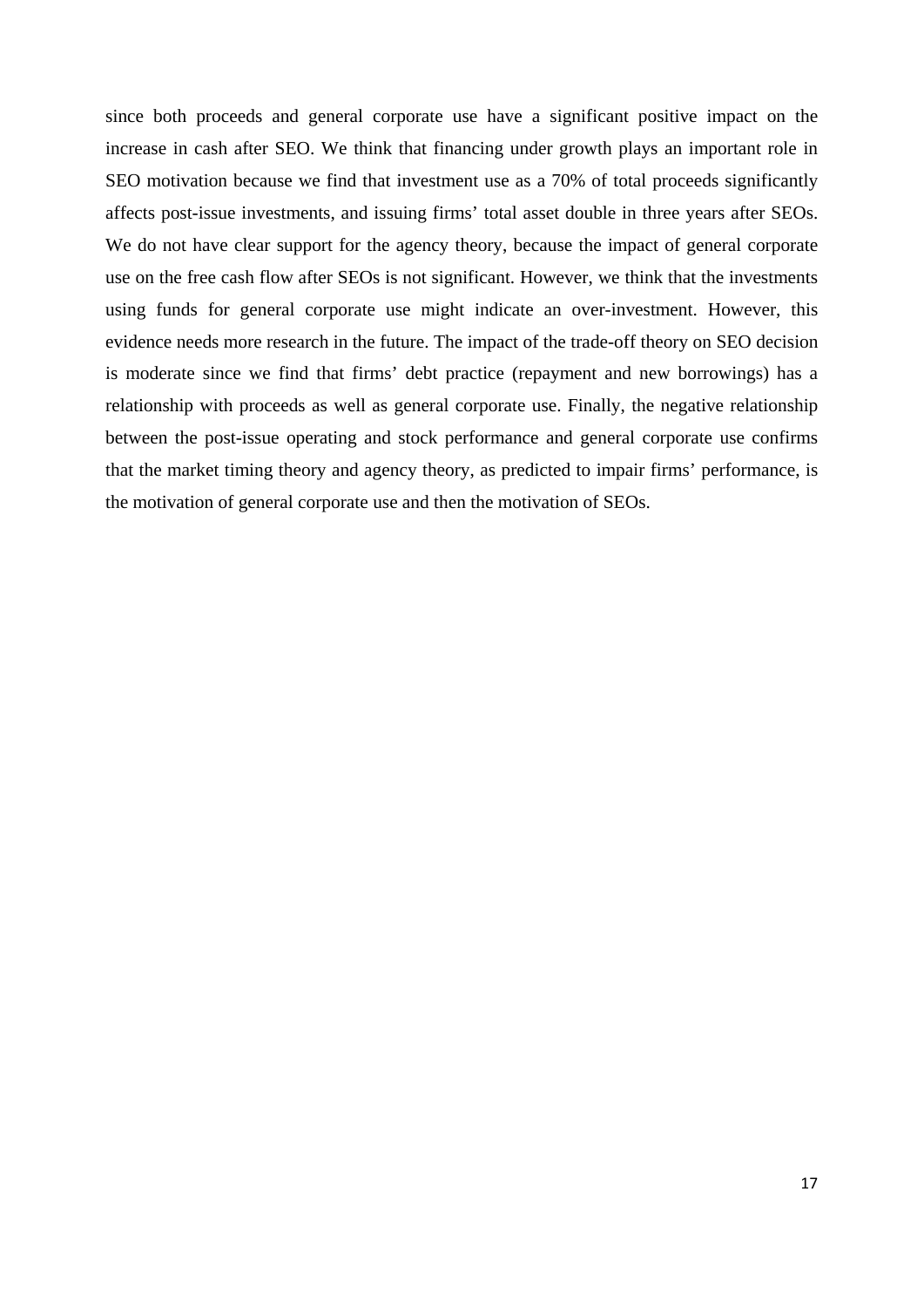since both proceeds and general corporate use have a significant positive impact on the increase in cash after SEO. We think that financing under growth plays an important role in SEO motivation because we find that investment use as a 70% of total proceeds significantly affects post-issue investments, and issuing firms' total asset double in three years after SEOs. We do not have clear support for the agency theory, because the impact of general corporate use on the free cash flow after SEOs is not significant. However, we think that the investments using funds for general corporate use might indicate an over-investment. However, this evidence needs more research in the future. The impact of the trade-off theory on SEO decision is moderate since we find that firms' debt practice (repayment and new borrowings) has a relationship with proceeds as well as general corporate use. Finally, the negative relationship between the post-issue operating and stock performance and general corporate use confirms that the market timing theory and agency theory, as predicted to impair firms' performance, is the motivation of general corporate use and then the motivation of SEOs.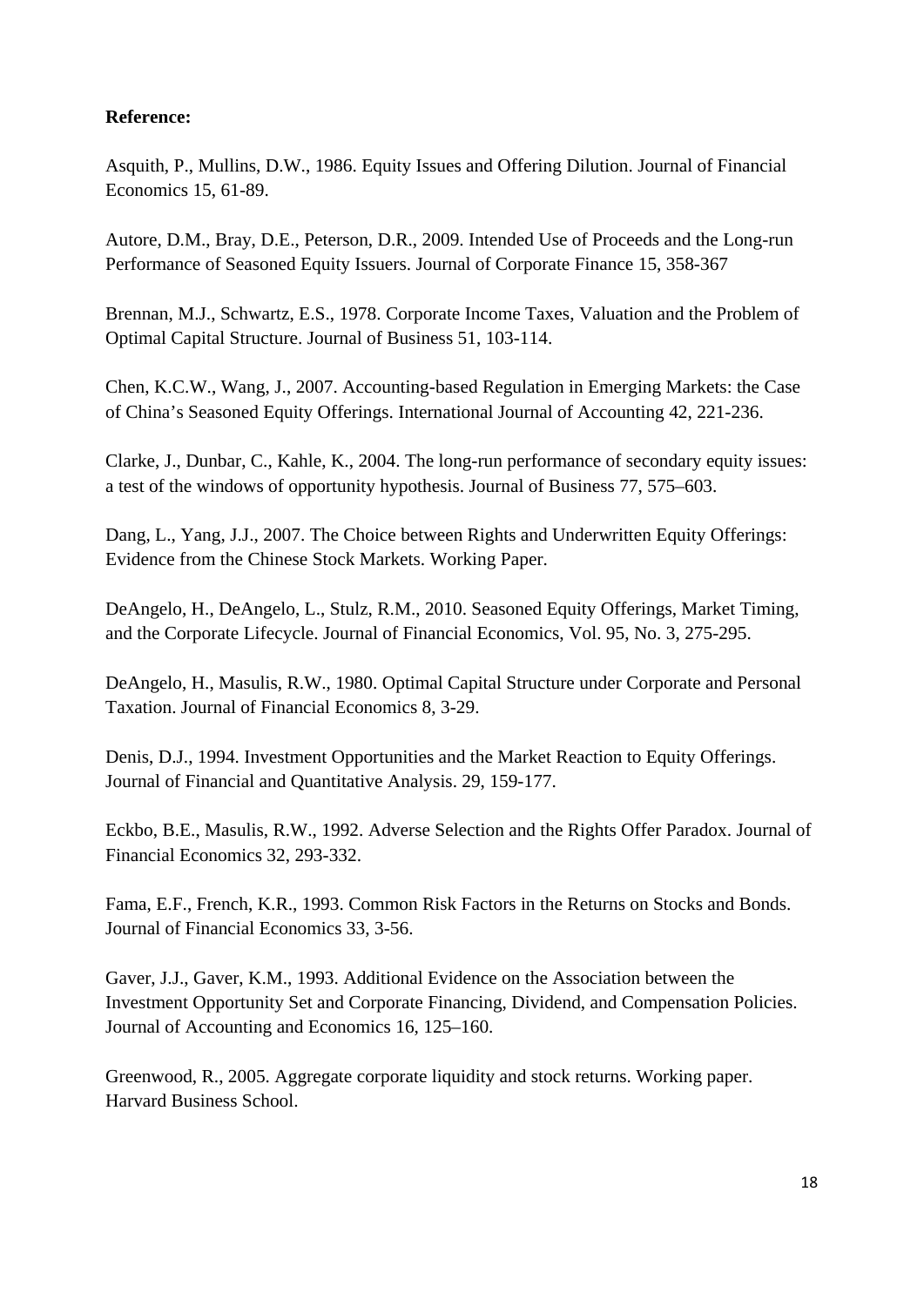**Reference:**

Asquith, P., Mullins, D.W., 1986. Equity Issues and Offering Dilution. Journal of Financial Economics 15, 61-89.

Autore, D.M., Bray, D.E., Peterson, D.R., 2009. Intended Use of Proceeds and the Long-run Performance of Seasoned Equity Issuers. Journal of Corporate Finance 15, 358-367

Brennan, M.J., Schwartz, E.S., 1978. Corporate Income Taxes, Valuation and the Problem of Optimal Capital Structure. Journal of Business 51, 103-114.

Chen, K.C.W., Wang, J., 2007. Accounting-based Regulation in Emerging Markets: the Case of China's Seasoned Equity Offerings. International Journal of Accounting 42, 221-236.

Clarke, J., Dunbar, C., Kahle, K., 2004. The long-run performance of secondary equity issues: a test of the windows of opportunity hypothesis. Journal of Business 77, 575–603.

Dang, L., Yang, J.J., 2007. The Choice between Rights and Underwritten Equity Offerings: Evidence from the Chinese Stock Markets. Working Paper.

DeAngelo, H., DeAngelo, L., Stulz, R.M., 2010. Seasoned Equity Offerings, Market Timing, and the Corporate Lifecycle. Journal of Financial Economics, Vol. 95, No. 3, 275-295.

DeAngelo, H., Masulis, R.W., 1980. Optimal Capital Structure under Corporate and Personal Taxation. Journal of Financial Economics 8, 3-29.

Denis, D.J., 1994. Investment Opportunities and the Market Reaction to Equity Offerings. Journal of Financial and Quantitative Analysis. 29, 159-177.

Eckbo, B.E., Masulis, R.W., 1992. Adverse Selection and the Rights Offer Paradox. Journal of Financial Economics 32, 293-332.

Fama, E.F., French, K.R., 1993. Common Risk Factors in the Returns on Stocks and Bonds. Journal of Financial Economics 33, 3-56.

Gaver, J.J., Gaver, K.M., 1993. Additional Evidence on the Association between the Investment Opportunity Set and Corporate Financing, Dividend, and Compensation Policies. Journal of Accounting and Economics 16, 125–160.

Greenwood, R., 2005. Aggregate corporate liquidity and stock returns. Working paper. Harvard Business School.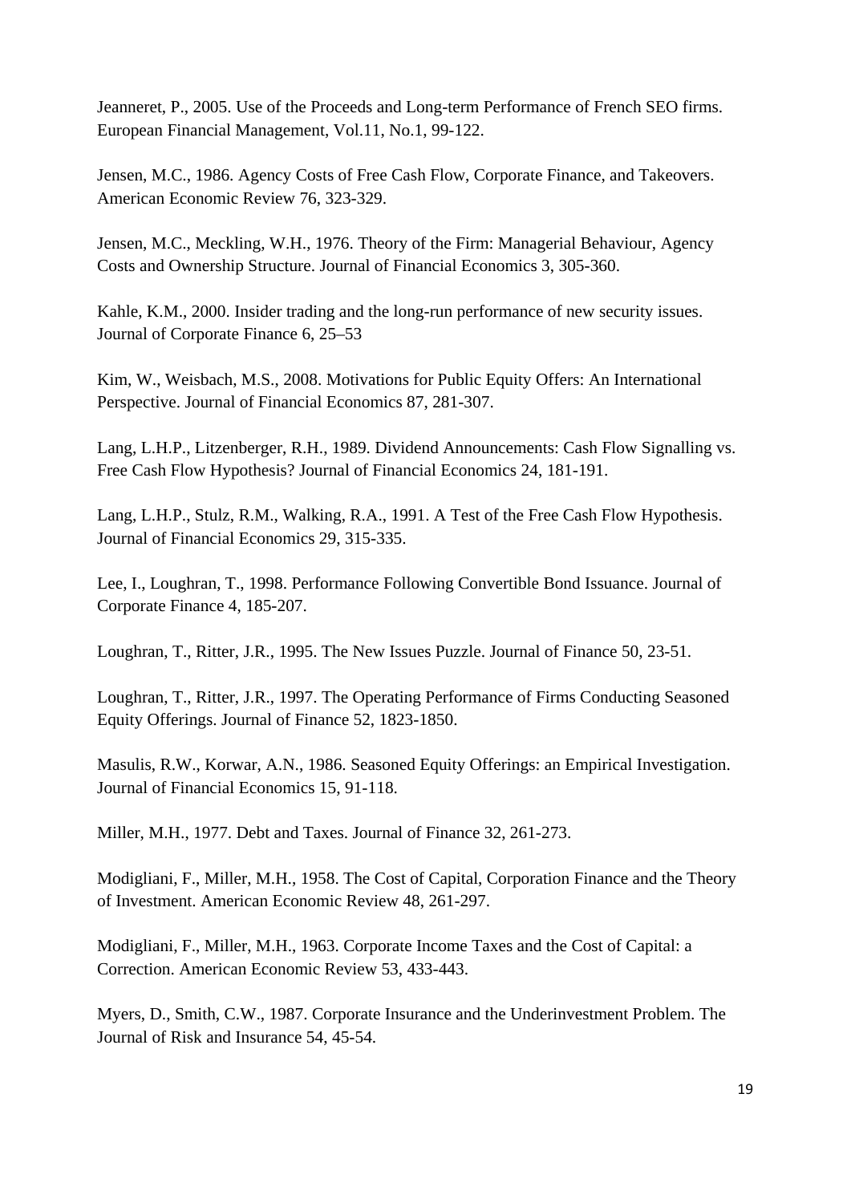Jeanneret, P., 2005. Use of the Proceeds and Long-term Performance of French SEO firms. European Financial Management, Vol.11, No.1, 99-122.

Jensen, M.C., 1986. Agency Costs of Free Cash Flow, Corporate Finance, and Takeovers. American Economic Review 76, 323-329.

Jensen, M.C., Meckling, W.H., 1976. Theory of the Firm: Managerial Behaviour, Agency Costs and Ownership Structure. Journal of Financial Economics 3, 305-360.

Kahle, K.M., 2000. Insider trading and the long-run performance of new security issues. Journal of Corporate Finance 6, 25–53

Kim, W., Weisbach, M.S., 2008. Motivations for Public Equity Offers: An International Perspective. Journal of Financial Economics 87, 281-307.

Lang, L.H.P., Litzenberger, R.H., 1989. Dividend Announcements: Cash Flow Signalling vs. Free Cash Flow Hypothesis? Journal of Financial Economics 24, 181-191.

Lang, L.H.P., Stulz, R.M., Walking, R.A., 1991. A Test of the Free Cash Flow Hypothesis. Journal of Financial Economics 29, 315-335.

Lee, I., Loughran, T., 1998. Performance Following Convertible Bond Issuance. Journal of Corporate Finance 4, 185-207.

Loughran, T., Ritter, J.R., 1995. The New Issues Puzzle. Journal of Finance 50, 23-51.

Loughran, T., Ritter, J.R., 1997. The Operating Performance of Firms Conducting Seasoned Equity Offerings. Journal of Finance 52, 1823-1850.

Masulis, R.W., Korwar, A.N., 1986. Seasoned Equity Offerings: an Empirical Investigation. Journal of Financial Economics 15, 91-118.

Miller, M.H., 1977. Debt and Taxes. Journal of Finance 32, 261-273.

Modigliani, F., Miller, M.H., 1958. The Cost of Capital, Corporation Finance and the Theory of Investment. American Economic Review 48, 261-297.

Modigliani, F., Miller, M.H., 1963. Corporate Income Taxes and the Cost of Capital: a Correction. American Economic Review 53, 433-443.

Myers, D., Smith, C.W., 1987. Corporate Insurance and the Underinvestment Problem. The Journal of Risk and Insurance 54, 45-54.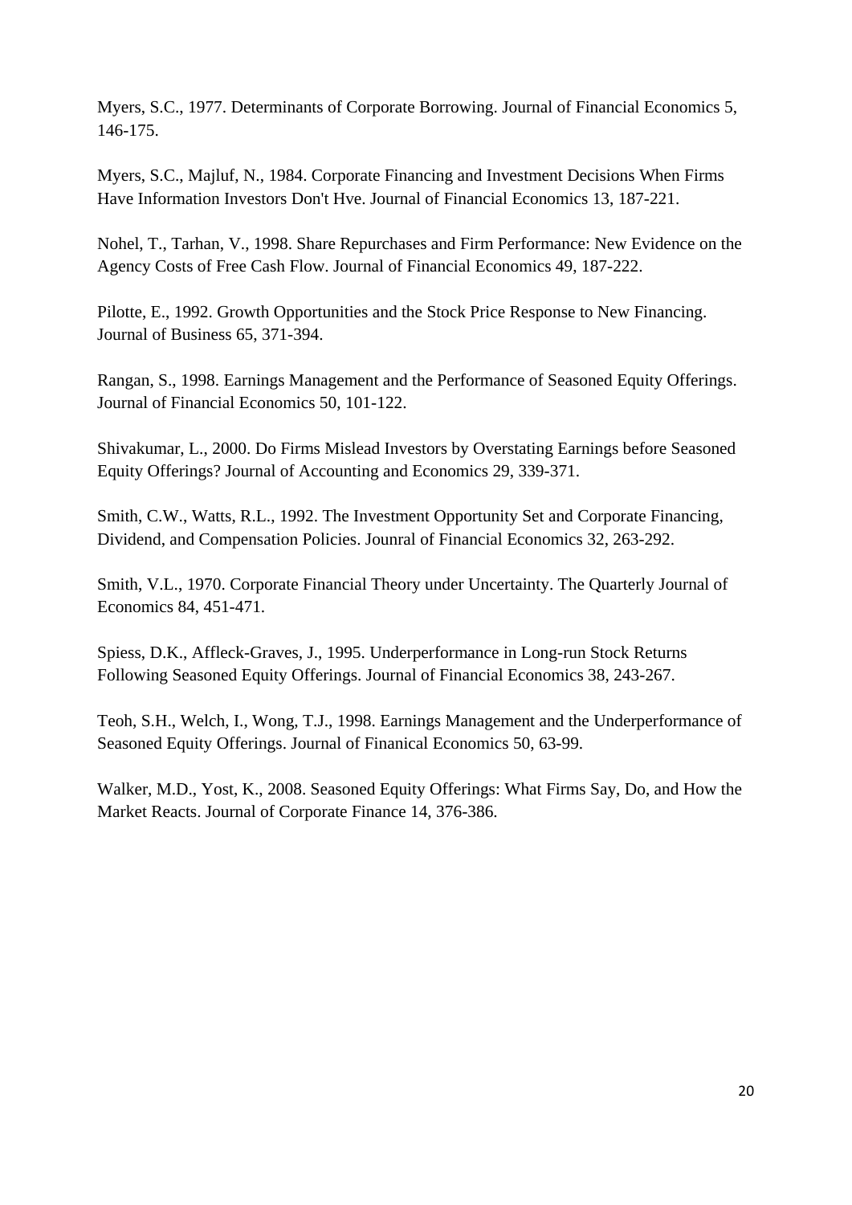Myers, S.C., 1977. Determinants of Corporate Borrowing. Journal of Financial Economics 5, 146-175.

Myers, S.C., Majluf, N., 1984. Corporate Financing and Investment Decisions When Firms Have Information Investors Don't Hve. Journal of Financial Economics 13, 187-221.

Nohel, T., Tarhan, V., 1998. Share Repurchases and Firm Performance: New Evidence on the Agency Costs of Free Cash Flow. Journal of Financial Economics 49, 187-222.

Pilotte, E., 1992. Growth Opportunities and the Stock Price Response to New Financing. Journal of Business 65, 371-394.

Rangan, S., 1998. Earnings Management and the Performance of Seasoned Equity Offerings. Journal of Financial Economics 50, 101-122.

Shivakumar, L., 2000. Do Firms Mislead Investors by Overstating Earnings before Seasoned Equity Offerings? Journal of Accounting and Economics 29, 339-371.

Smith, C.W., Watts, R.L., 1992. The Investment Opportunity Set and Corporate Financing, Dividend, and Compensation Policies. Jounral of Financial Economics 32, 263-292.

Smith, V.L., 1970. Corporate Financial Theory under Uncertainty. The Quarterly Journal of Economics 84, 451-471.

Spiess, D.K., Affleck-Graves, J., 1995. Underperformance in Long-run Stock Returns Following Seasoned Equity Offerings. Journal of Financial Economics 38, 243-267.

Teoh, S.H., Welch, I., Wong, T.J., 1998. Earnings Management and the Underperformance of Seasoned Equity Offerings. Journal of Finanical Economics 50, 63-99.

Walker, M.D., Yost, K., 2008. Seasoned Equity Offerings: What Firms Say, Do, and How the Market Reacts. Journal of Corporate Finance 14, 376-386.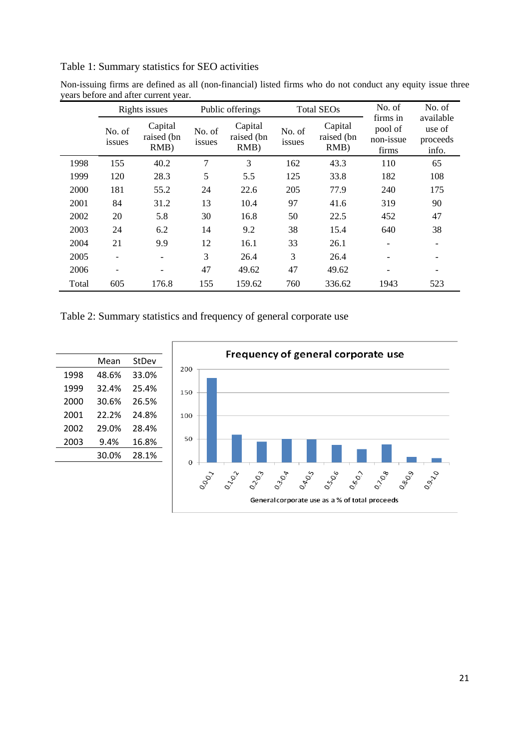Table 1: Summary statistics for SEO activities

Non-issuing firms are defined as all (non-financial) listed firms who do not conduct any equity issue three years before and after current year.

| | Rights issues | | Public offerings | | Total SEOs | | No. of firms in pool of non-issue firms | No. of available use of proceeds info. |
|---|---|---|---|---|---|---|---|---|
| | No. of issues | Capital raised (bn RMB) | No. of issues | Capital raised (bn RMB) | No. of issues | Capital raised (bn RMB) | | |
| 1998 | 155 | 40.2 | 7 | 3 | 162 | 43.3 | 110 | 65 |
| 1999 | 120 | 28.3 | 5 | 5.5 | 125 | 33.8 | 182 | 108 |
| 2000 | 181 | 55.2 | 24 | 22.6 | 205 | 77.9 | 240 | 175 |
| 2001 | 84 | 31.2 | 13 | 10.4 | 97 | 41.6 | 319 | 90 |
| 2002 | 20 | 5.8 | 30 | 16.8 | 50 | 22.5 | 452 | 47 |
| 2003 | 24 | 6.2 | 14 | 9.2 | 38 | 15.4 | 640 | 38 |
| 2004 | 21 | 9.9 | 12 | 16.1 | 33 | 26.1 | - | - |
| 2005 | - | - | 3 | 26.4 | 3 | 26.4 | - | - |
| 2006 | - | - | 47 | 49.62 | 47 | 49.62 | - | - |
| Total | 605 | 176.8 | 155 | 159.62 | 760 | 336.62 | 1943 | 523 |

Table 2: Summary statistics and frequency of general corporate use

| | Mean | StDev |
|---|---|---|
| 1998 | 48.6% | 33.0% |
| 1999 | 32.4% | 25.4% |
| 2000 | 30.6% | 26.5% |
| 2001 | 22.2% | 24.8% |
| 2002 | 29.0% | 28.4% |
| 2003 | 9.4% | 16.8% |
| | 30.0% | 28.1% |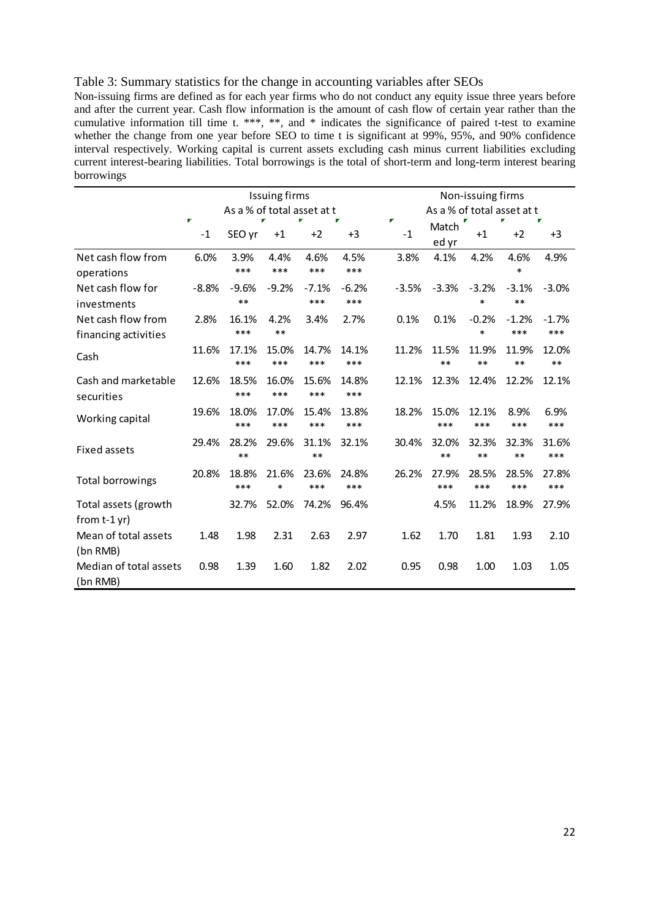Table 3: Summary statistics for the change in accounting variables after SEOs

Non-issuing firms are defined as for each year firms who do not conduct any equity issue three years before and after the current year. Cash flow information is the amount of cash flow of certain year rather than the cumulative information till time t. ***, **, and * indicates the significance of paired t-test to examine whether the change from one year before SEO to time t is significant at 99%, 95%, and 90% confidence interval respectively. Working capital is current assets excluding cash minus current liabilities excluding current interest-bearing liabilities. Total borrowings is the total of short-term and long-term interest bearing borrowings

| | Issuing firms As a % of total asset at t | | | | | Non-issuing firms As a % of total asset at t | | | | |
|---|---|---|---|---|---|---|---|---|---|---|
| | -1 | SEO yr | +1 | +2 | +3 | -1 | Matched yr | +1 | +2 | +3 |
| Net cash flow from operations | 6.0% | 3.9% *** | 4.4% *** | 4.6% *** | 4.5% *** | 3.8% | 4.1% | 4.2% | 4.6% * | 4.9% |
| Net cash flow for investments | -8.8% | -9.6% ** | -9.2% | -7.1% *** | -6.2% *** | -3.5% | -3.3% | -3.2% * | -3.1% ** | -3.0% |
| Net cash flow from financing activities | 2.8% | 16.1% *** | 4.2% ** | 3.4% | 2.7% | 0.1% | 0.1% | -0.2% * | -1.2% *** | -1.7% *** |
| Cash | 11.6% | 17.1% *** | 15.0% *** | 14.7% *** | 14.1% *** | 11.2% | 11.5% ** | 11.9% ** | 11.9% ** | 12.0% ** |
| Cash and marketable securities | 12.6% | 18.5% *** | 16.0% *** | 15.6% *** | 14.8% *** | 12.1% | 12.3% | 12.4% | 12.2% | 12.1% |
| Working capital | 19.6% | 18.0% *** | 17.0% *** | 15.4% *** | 13.8% *** | 18.2% | 15.0% *** | 12.1% *** | 8.9% *** | 6.9% *** |
| Fixed assets | 29.4% | 28.2% ** | 29.6% | 31.1% ** | 32.1% | 30.4% | 32.0% ** | 32.3% ** | 32.3% ** | 31.6% *** |
| Total borrowings | 20.8% | 18.8% *** | 21.6% * | 23.6% *** | 24.8% *** | 26.2% | 27.9% *** | 28.5% *** | 28.5% *** | 27.8% *** |
| Total assets (growth from t-1 yr) | | 32.7% | 52.0% | 74.2% | 96.4% | | 4.5% | 11.2% | 18.9% | 27.9% |
| Mean of total assets (bn RMB) | 1.48 | 1.98 | 2.31 | 2.63 | 2.97 | 1.62 | 1.70 | 1.81 | 1.93 | 2.10 |
| Median of total assets (bn RMB) | 0.98 | 1.39 | 1.60 | 1.82 | 2.02 | 0.95 | 0.98 | 1.00 | 1.03 | 1.05 |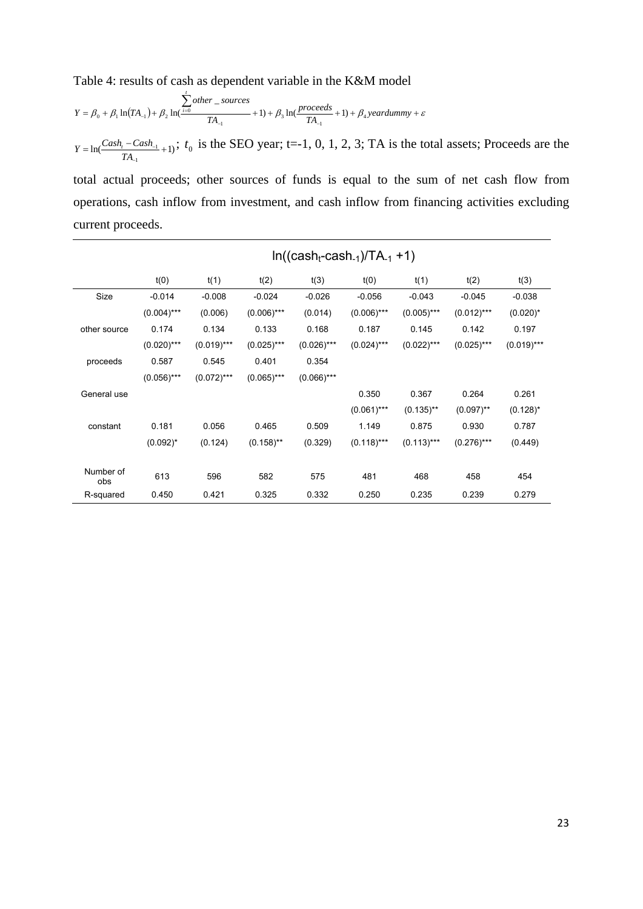Table 4: results of cash as dependent variable in the K&M model

$$Y = \beta_0 + \beta_1 \ln(TA_{-1}) + \beta_2 \ln(\frac{\sum_{i=0}^{t} other\_sources}{TA_{-1}} + 1) + \beta_3 \ln(\frac{proceeds}{TA_{-1}} + 1) + \beta_4 yeardummy + \varepsilon$$

$Y = \ln(\frac{Cash_t - Cash_{-1}}{TA_{-1}} + 1)$; $t_0$ is the SEO year; t=-1, 0, 1, 2, 3; TA is the total assets; Proceeds are the total actual proceeds; other sources of funds is equal to the sum of net cash flow from operations, cash inflow from investment, and cash inflow from financing activities excluding current proceeds.

| | ln((cash$_t$-cash$_{-1}$)/TA$_{-1}$ +1) | | | | | | | |
|---|---|---|---|---|---|---|---|---|
| | t(0) | t(1) | t(2) | t(3) | t(0) | t(1) | t(2) | t(3) |
| Size | -0.014 | -0.008 | -0.024 | -0.026 | -0.056 | -0.043 | -0.045 | -0.038 |
| | (0.004)*** | (0.006) | (0.006)*** | (0.014) | (0.006)*** | (0.005)*** | (0.012)*** | (0.020)* |
| other source | 0.174 | 0.134 | 0.133 | 0.168 | 0.187 | 0.145 | 0.142 | 0.197 |
| | (0.020)*** | (0.019)*** | (0.025)*** | (0.026)*** | (0.024)*** | (0.022)*** | (0.025)*** | (0.019)*** |
| proceeds | 0.587 | 0.545 | 0.401 | 0.354 | | | | |
| | (0.056)*** | (0.072)*** | (0.065)*** | (0.066)*** | | | | |
| General use | | | | | 0.350 | 0.367 | 0.264 | 0.261 |
| | | | | | (0.061)*** | (0.135)** | (0.097)** | (0.128)* |
| constant | 0.181 | 0.056 | 0.465 | 0.509 | 1.149 | 0.875 | 0.930 | 0.787 |
| | (0.092)* | (0.124) | (0.158)** | (0.329) | (0.118)*** | (0.113)*** | (0.276)*** | (0.449) |
| Number of obs | 613 | 596 | 582 | 575 | 481 | 468 | 458 | 454 |
| R-squared | 0.450 | 0.421 | 0.325 | 0.332 | 0.250 | 0.235 | 0.239 | 0.279 |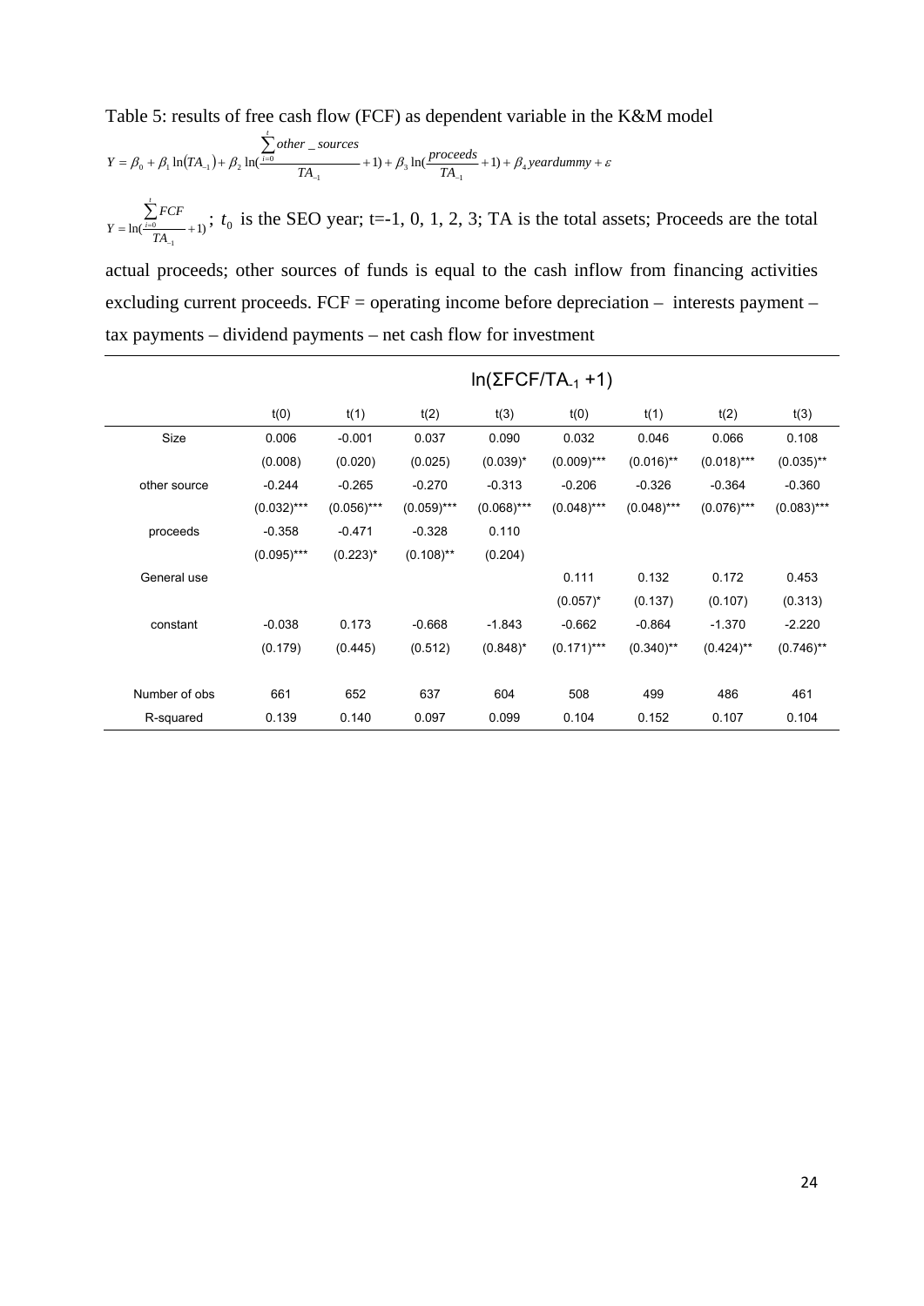Table 5: results of free cash flow (FCF) as dependent variable in the K&M model

$$Y = \beta_0 + \beta_1 \ln(TA_{-1}) + \beta_2 \ln(\frac{\sum_{i=0}^{t} other\_sources}{TA_{-1}} + 1) + \beta_3 \ln(\frac{proceeds}{TA_{-1}} + 1) + \beta_4 yeardummy + \varepsilon$$

$Y = \ln(\frac{\sum_{i=0}^{t} FCF}{TA_{-1}} + 1)$; $t_0$ is the SEO year; t=-1, 0, 1, 2, 3; TA is the total assets; Proceeds are the total actual proceeds; other sources of funds is equal to the cash inflow from financing activities excluding current proceeds. FCF = operating income before depreciation – interests payment – tax payments – dividend payments – net cash flow for investment

| | $\ln(\Sigma FCF/TA_{-1} + 1)$ | | | | | | | |
|---|---|---|---|---|---|---|---|---|
| | t(0) | t(1) | t(2) | t(3) | t(0) | t(1) | t(2) | t(3) |
| Size | 0.006 | -0.001 | 0.037 | 0.090 | 0.032 | 0.046 | 0.066 | 0.108 |
| | (0.008) | (0.020) | (0.025) | (0.039)* | (0.009)*** | (0.016)** | (0.018)*** | (0.035)** |
| other source | -0.244 | -0.265 | -0.270 | -0.313 | -0.206 | -0.326 | -0.364 | -0.360 |
| | (0.032)*** | (0.056)*** | (0.059)*** | (0.068)*** | (0.048)*** | (0.048)*** | (0.076)*** | (0.083)*** |
| proceeds | -0.358 | -0.471 | -0.328 | 0.110 | | | | |
| | (0.095)*** | (0.223)* | (0.108)** | (0.204) | | | | |
| General use | | | | | 0.111 | 0.132 | 0.172 | 0.453 |
| | | | | | (0.057)* | (0.137) | (0.107) | (0.313) |
| constant | -0.038 | 0.173 | -0.668 | -1.843 | -0.662 | -0.864 | -1.370 | -2.220 |
| | (0.179) | (0.445) | (0.512) | (0.848)* | (0.171)*** | (0.340)** | (0.424)** | (0.746)** |
| Number of obs | 661 | 652 | 637 | 604 | 508 | 499 | 486 | 461 |
| R-squared | 0.139 | 0.140 | 0.097 | 0.099 | 0.104 | 0.152 | 0.107 | 0.104 |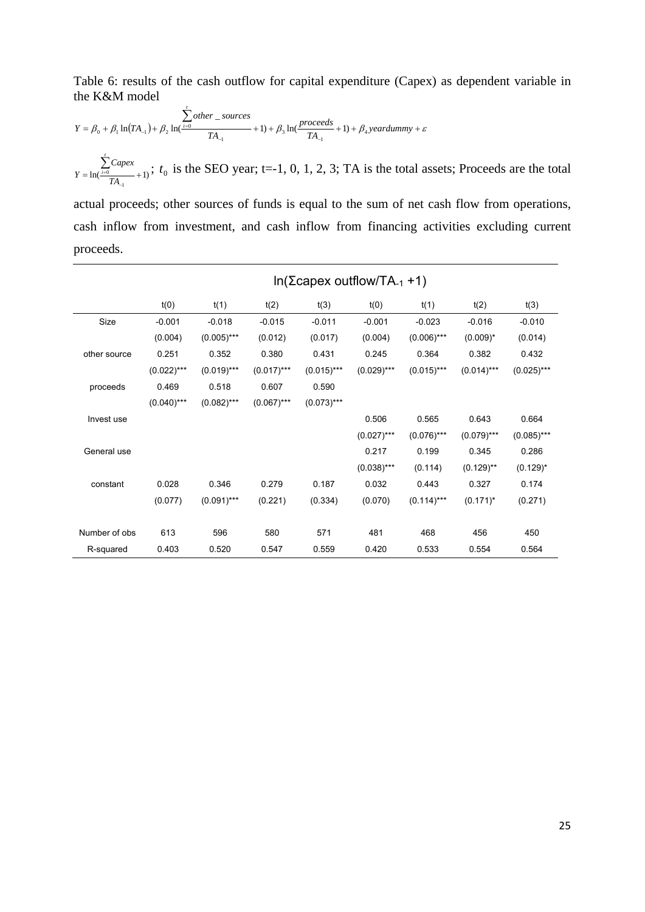Table 6: results of the cash outflow for capital expenditure (Capex) as dependent variable in the K&M model

$$Y = \beta_0 + \beta_1 \ln(TA_{-1}) + \beta_2 \ln(\frac{\sum_{i=0}^{t} other\_sources}{TA_{-1}} + 1) + \beta_3 \ln(\frac{proceeds}{TA_{-1}} + 1) + \beta_4 yeardummy + \varepsilon$$

$Y = \ln(\frac{\sum_{i=0}^{t} Capex}{TA_{-1}} + 1)$; $t_0$ is the SEO year; t=-1, 0, 1, 2, 3; TA is the total assets; Proceeds are the total actual proceeds; other sources of funds is equal to the sum of net cash flow from operations, cash inflow from investment, and cash inflow from financing activities excluding current proceeds.

| | ln(Σcapex outflow/TA$_{-1}$ +1) | | | | | | | |
|---|---|---|---|---|---|---|---|---|
| | t(0) | t(1) | t(2) | t(3) | t(0) | t(1) | t(2) | t(3) |
| Size | -0.001 | -0.018 | -0.015 | -0.011 | -0.001 | -0.023 | -0.016 | -0.010 |
| | (0.004) | (0.005)*** | (0.012) | (0.017) | (0.004) | (0.006)*** | (0.009)* | (0.014) |
| other source | 0.251 | 0.352 | 0.380 | 0.431 | 0.245 | 0.364 | 0.382 | 0.432 |
| | (0.022)*** | (0.019)*** | (0.017)*** | (0.015)*** | (0.029)*** | (0.015)*** | (0.014)*** | (0.025)*** |
| proceeds | 0.469 | 0.518 | 0.607 | 0.590 | | | | |
| | (0.040)*** | (0.082)*** | (0.067)*** | (0.073)*** | | | | |
| Invest use | | | | | 0.506 | 0.565 | 0.643 | 0.664 |
| | | | | | (0.027)*** | (0.076)*** | (0.079)*** | (0.085)*** |
| General use | | | | | 0.217 | 0.199 | 0.345 | 0.286 |
| | | | | | (0.038)*** | (0.114) | (0.129)** | (0.129)* |
| constant | 0.028 | 0.346 | 0.279 | 0.187 | 0.032 | 0.443 | 0.327 | 0.174 |
| | (0.077) | (0.091)*** | (0.221) | (0.334) | (0.070) | (0.114)*** | (0.171)* | (0.271) |
| Number of obs | 613 | 596 | 580 | 571 | 481 | 468 | 456 | 450 |
| R-squared | 0.403 | 0.520 | 0.547 | 0.559 | 0.420 | 0.533 | 0.554 | 0.564 |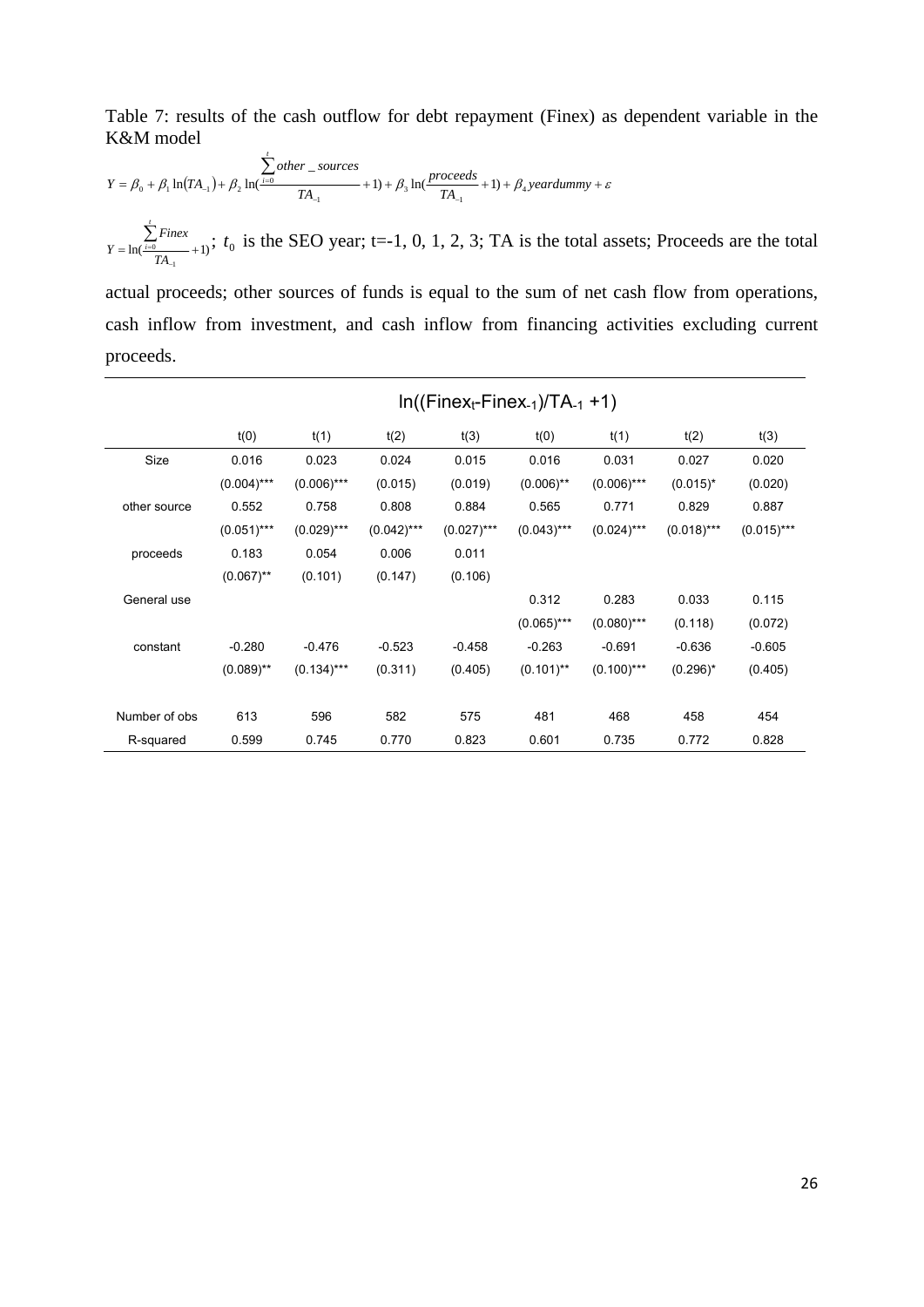Table 7: results of the cash outflow for debt repayment (Finex) as dependent variable in the K&M model

$$Y = \beta_0 + \beta_1 \ln(TA_{-1}) + \beta_2 \ln(\frac{\sum_{i=0}^{t} other\_sources}{TA_{-1}} + 1) + \beta_3 \ln(\frac{proceeds}{TA_{-1}} + 1) + \beta_4 yeardummy + \varepsilon$$

$Y = \ln(\frac{\sum_{i=0}^{t} Finex}{TA_{-1}} + 1)$; $t_0$ is the SEO year; t=-1, 0, 1, 2, 3; TA is the total assets; Proceeds are the total actual proceeds; other sources of funds is equal to the sum of net cash flow from operations, cash inflow from investment, and cash inflow from financing activities excluding current proceeds.

| | $\ln((Finex_t - Finex_{-1})/TA_{-1} + 1)$ | | | | | | | |
|---|---|---|---|---|---|---|---|---|
| | t(0) | t(1) | t(2) | t(3) | t(0) | t(1) | t(2) | t(3) |
| Size | 0.016 | 0.023 | 0.024 | 0.015 | 0.016 | 0.031 | 0.027 | 0.020 |
| | (0.004)*** | (0.006)*** | (0.015) | (0.019) | (0.006)** | (0.006)*** | (0.015)* | (0.020) |
| other source | 0.552 | 0.758 | 0.808 | 0.884 | 0.565 | 0.771 | 0.829 | 0.887 |
| | (0.051)*** | (0.029)*** | (0.042)*** | (0.027)*** | (0.043)*** | (0.024)*** | (0.018)*** | (0.015)*** |
| proceeds | 0.183 | 0.054 | 0.006 | 0.011 | | | | |
| | (0.067)** | (0.101) | (0.147) | (0.106) | | | | |
| General use | | | | | 0.312 | 0.283 | 0.033 | 0.115 |
| | | | | | (0.065)*** | (0.080)*** | (0.118) | (0.072) |
| constant | -0.280 | -0.476 | -0.523 | -0.458 | -0.263 | -0.691 | -0.636 | -0.605 |
| | (0.089)** | (0.134)*** | (0.311) | (0.405) | (0.101)** | (0.100)*** | (0.296)* | (0.405) |
| Number of obs | 613 | 596 | 582 | 575 | 481 | 468 | 458 | 454 |
| R-squared | 0.599 | 0.745 | 0.770 | 0.823 | 0.601 | 0.735 | 0.772 | 0.828 |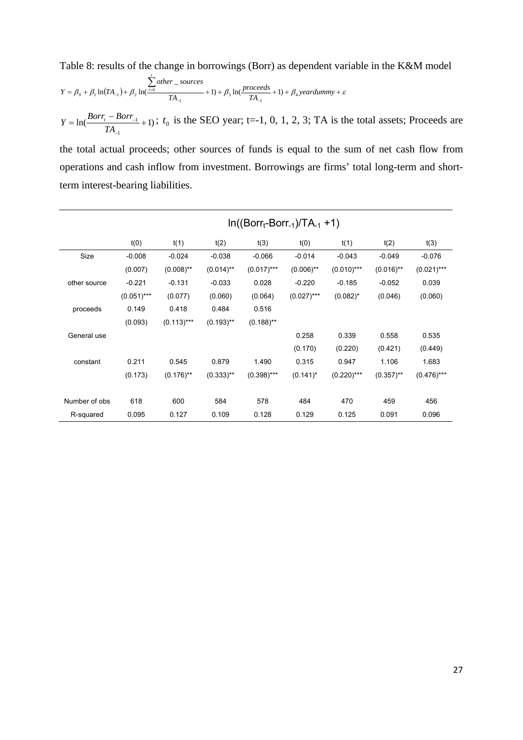Table 8: results of the change in borrowings (Borr) as dependent variable in the K&M model

$$Y = \beta_0 + \beta_1 \ln(TA_{-1}) + \beta_2 \ln(\frac{\sum_{t=0}^{t} other\_sources}{TA_{-1}} + 1) + \beta_3 \ln(\frac{proceeds}{TA_{-1}} + 1) + \beta_4 yeardummy + \varepsilon$$

$Y = \ln(\frac{Borr_t - Borr_{-1}}{TA_{-1}} + 1)$; $t_0$ is the SEO year; t=-1, 0, 1, 2, 3; TA is the total assets; Proceeds are the total actual proceeds; other sources of funds is equal to the sum of net cash flow from operations and cash inflow from investment. Borrowings are firms' total long-term and short-term interest-bearing liabilities.

| | $\ln((Borr_t - Borr_{-1})/TA_{-1} + 1)$ | | | | | | | |
|---|---|---|---|---|---|---|---|---|
| | t(0) | t(1) | t(2) | t(3) | t(0) | t(1) | t(2) | t(3) |
| Size | -0.008 | -0.024 | -0.038 | -0.066 | -0.014 | -0.043 | -0.049 | -0.076 |
| | (0.007) | (0.008)** | (0.014)** | (0.017)*** | (0.006)** | (0.010)*** | (0.016)** | (0.021)*** |
| other source | -0.221 | -0.131 | -0.033 | 0.028 | -0.220 | -0.185 | -0.052 | 0.039 |
| | (0.051)*** | (0.077) | (0.060) | (0.064) | (0.027)*** | (0.082)* | (0.046) | (0.060) |
| proceeds | 0.149 | 0.418 | 0.484 | 0.516 | | | | |
| | (0.093) | (0.113)*** | (0.193)** | (0.188)** | | | | |
| General use | | | | | 0.258 | 0.339 | 0.558 | 0.535 |
| | | | | | (0.170) | (0.220) | (0.421) | (0.449) |
| constant | 0.211 | 0.545 | 0.879 | 1.490 | 0.315 | 0.947 | 1.106 | 1.683 |
| | (0.173) | (0.176)** | (0.333)** | (0.398)*** | (0.141)* | (0.220)*** | (0.357)** | (0.476)*** |
| Number of obs | 618 | 600 | 584 | 578 | 484 | 470 | 459 | 456 |
| R-squared | 0.095 | 0.127 | 0.109 | 0.128 | 0.129 | 0.125 | 0.091 | 0.096 |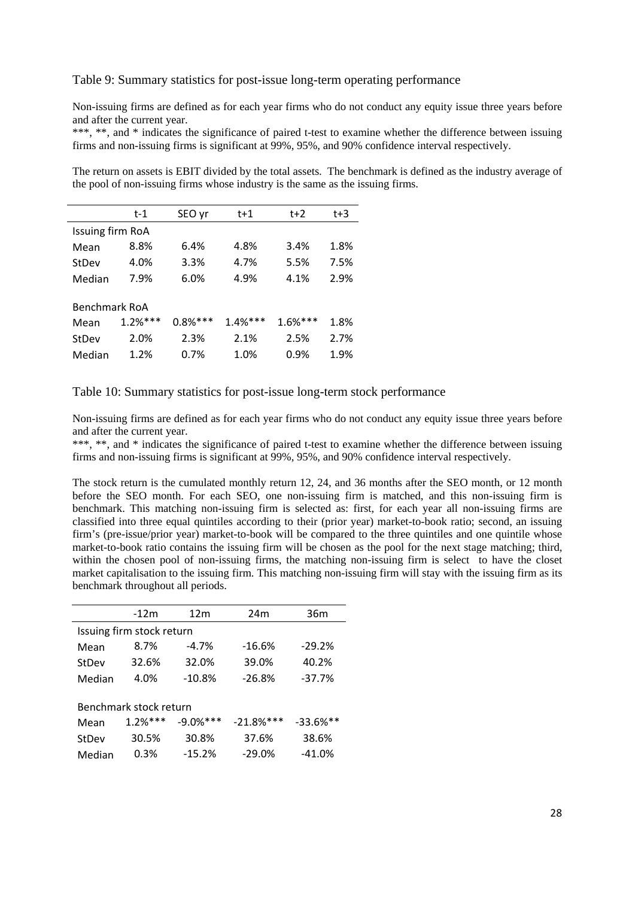Table 9: Summary statistics for post-issue long-term operating performance

Non-issuing firms are defined as for each year firms who do not conduct any equity issue three years before and after the current year.

***, **, and * indicates the significance of paired t-test to examine whether the difference between issuing firms and non-issuing firms is significant at 99%, 95%, and 90% confidence interval respectively.

The return on assets is EBIT divided by the total assets. The benchmark is defined as the industry average of the pool of non-issuing firms whose industry is the same as the issuing firms.

| | t-1 | SEO yr | t+1 | t+2 | t+3 |
|---|---|---|---|---|---|
| Issuing firm RoA | | | | | |
| Mean | 8.8% | 6.4% | 4.8% | 3.4% | 1.8% |
| StDev | 4.0% | 3.3% | 4.7% | 5.5% | 7.5% |
| Median | 7.9% | 6.0% | 4.9% | 4.1% | 2.9% |
| Benchmark RoA | | | | | |
| Mean | 1.2%*** | 0.8%*** | 1.4%*** | 1.6%*** | 1.8% |
| StDev | 2.0% | 2.3% | 2.1% | 2.5% | 2.7% |
| Median | 1.2% | 0.7% | 1.0% | 0.9% | 1.9% |

Table 10: Summary statistics for post-issue long-term stock performance

Non-issuing firms are defined as for each year firms who do not conduct any equity issue three years before and after the current year.

***, **, and * indicates the significance of paired t-test to examine whether the difference between issuing firms and non-issuing firms is significant at 99%, 95%, and 90% confidence interval respectively.

The stock return is the cumulated monthly return 12, 24, and 36 months after the SEO month, or 12 month before the SEO month. For each SEO, one non-issuing firm is matched, and this non-issuing firm is benchmark. This matching non-issuing firm is selected as: first, for each year all non-issuing firms are classified into three equal quintiles according to their (prior year) market-to-book ratio; second, an issuing firm's (pre-issue/prior year) market-to-book will be compared to the three quintiles and one quintile whose market-to-book ratio contains the issuing firm will be chosen as the pool for the next stage matching; third, within the chosen pool of non-issuing firms, the matching non-issuing firm is select to have the closet market capitalisation to the issuing firm. This matching non-issuing firm will stay with the issuing firm as its benchmark throughout all periods.

| | -12m | 12m | 24m | 36m |
|---|---|---|---|---|
| Issuing firm stock return | | | | |
| Mean | 8.7% | -4.7% | -16.6% | -29.2% |
| StDev | 32.6% | 32.0% | 39.0% | 40.2% |
| Median | 4.0% | -10.8% | -26.8% | -37.7% |
| Benchmark stock return | | | | |
| Mean | 1.2%*** | -9.0%*** | -21.8%*** | -33.6%** |
| StDev | 30.5% | 30.8% | 37.6% | 38.6% |
| Median | 0.3% | -15.2% | -29.0% | -41.0% |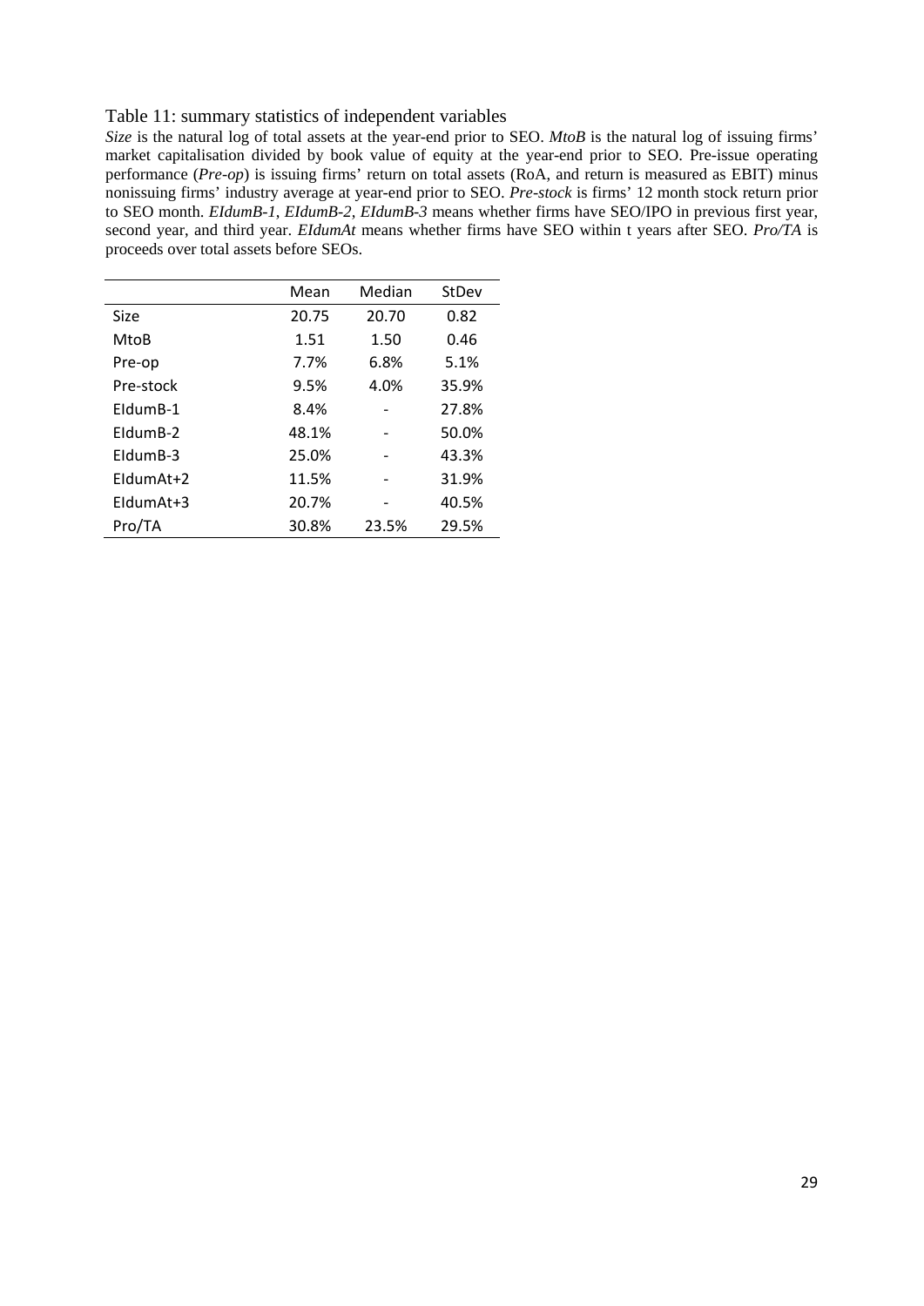Table 11: summary statistics of independent variables

*Size* is the natural log of total assets at the year-end prior to SEO. *MtoB* is the natural log of issuing firms' market capitalisation divided by book value of equity at the year-end prior to SEO. Pre-issue operating performance (*Pre-op*) is issuing firms' return on total assets (RoA, and return is measured as EBIT) minus nonissuing firms' industry average at year-end prior to SEO. *Pre-stock* is firms' 12 month stock return prior to SEO month. *EIdumB-1*, *EIdumB-2*, *EIdumB-3* means whether firms have SEO/IPO in previous first year, second year, and third year. *EIdumAt* means whether firms have SEO within t years after SEO. *Pro/TA* is proceeds over total assets before SEOs.

| | Mean | Median | StDev |
|---|---|---|---|
| Size | 20.75 | 20.70 | 0.82 |
| MtoB | 1.51 | 1.50 | 0.46 |
| Pre-op | 7.7% | 6.8% | 5.1% |
| Pre-stock | 9.5% | 4.0% | 35.9% |
| EIdumB-1 | 8.4% | - | 27.8% |
| EIdumB-2 | 48.1% | - | 50.0% |
| EIdumB-3 | 25.0% | - | 43.3% |
| EIdumAt+2 | 11.5% | - | 31.9% |
| EIdumAt+3 | 20.7% | - | 40.5% |
| Pro/TA | 30.8% | 23.5% | 29.5% |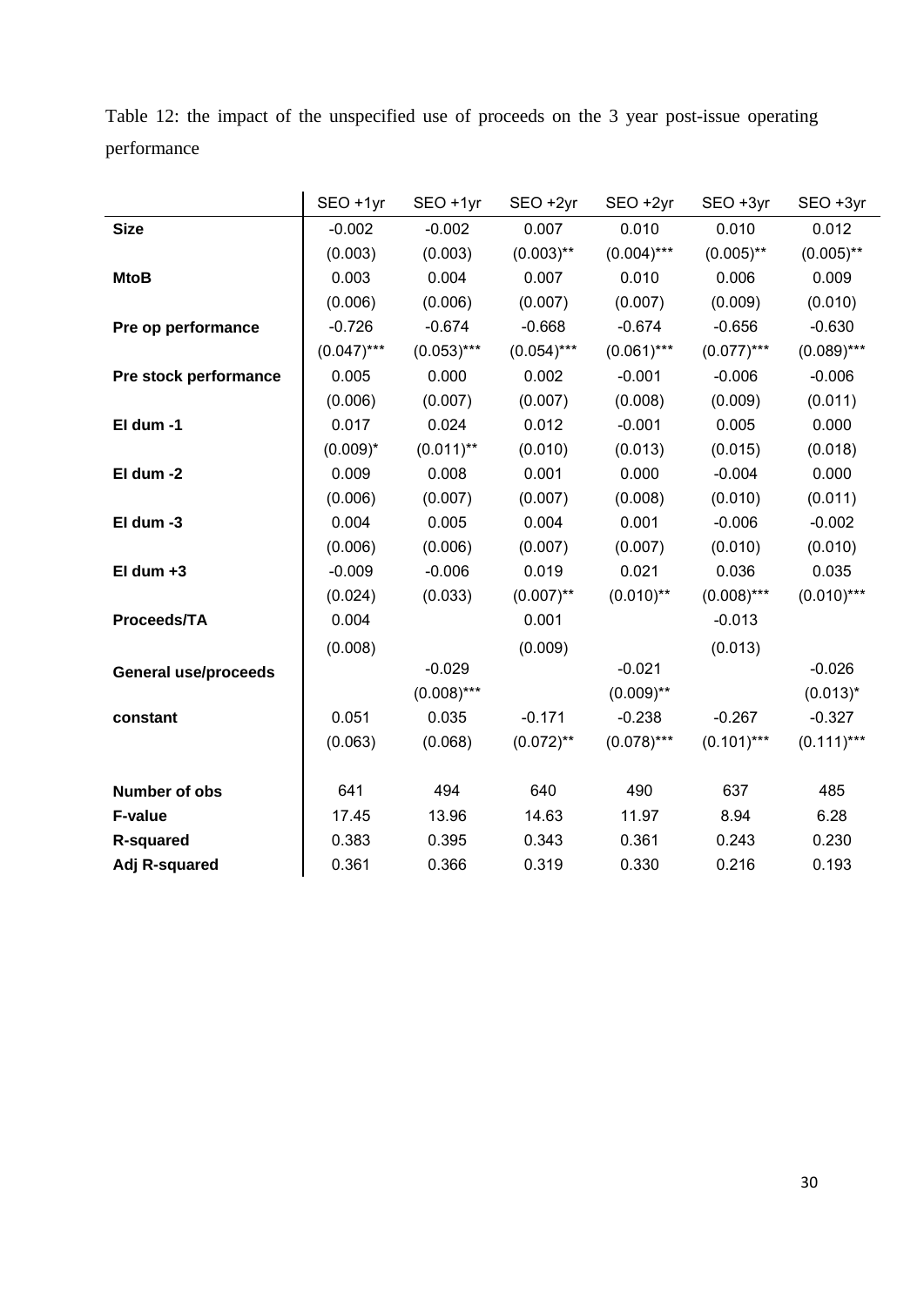Table 12: the impact of the unspecified use of proceeds on the 3 year post-issue operating performance

| | SEO +1yr | SEO +1yr | SEO +2yr | SEO +2yr | SEO +3yr | SEO +3yr |
|---|---|---|---|---|---|---|
| **Size** | -0.002 | -0.002 | 0.007 | 0.010 | 0.010 | 0.012 |
| | (0.003) | (0.003) | (0.003)** | (0.004)*** | (0.005)** | (0.005)** |
| **MtoB** | 0.003 | 0.004 | 0.007 | 0.010 | 0.006 | 0.009 |
| | (0.006) | (0.006) | (0.007) | (0.007) | (0.009) | (0.010) |
| **Pre op performance** | -0.726 | -0.674 | -0.668 | -0.674 | -0.656 | -0.630 |
| | (0.047)*** | (0.053)*** | (0.054)*** | (0.061)*** | (0.077)*** | (0.089)*** |
| **Pre stock performance** | 0.005 | 0.000 | 0.002 | -0.001 | -0.006 | -0.006 |
| | (0.006) | (0.007) | (0.007) | (0.008) | (0.009) | (0.011) |
| **EI dum -1** | 0.017 | 0.024 | 0.012 | -0.001 | 0.005 | 0.000 |
| | (0.009)* | (0.011)** | (0.010) | (0.013) | (0.015) | (0.018) |
| **EI dum -2** | 0.009 | 0.008 | 0.001 | 0.000 | -0.004 | 0.000 |
| | (0.006) | (0.007) | (0.007) | (0.008) | (0.010) | (0.011) |
| **EI dum -3** | 0.004 | 0.005 | 0.004 | 0.001 | -0.006 | -0.002 |
| | (0.006) | (0.006) | (0.007) | (0.007) | (0.010) | (0.010) |
| **EI dum +3** | -0.009 | -0.006 | 0.019 | 0.021 | 0.036 | 0.035 |
| | (0.024) | (0.033) | (0.007)** | (0.010)** | (0.008)*** | (0.010)*** |
| **Proceeds/TA** | 0.004 | | 0.001 | | -0.013 | |
| | (0.008) | | (0.009) | | (0.013) | |
| **General use/proceeds** | | -0.029 | | -0.021 | | -0.026 |
| | | (0.008)*** | | (0.009)** | | (0.013)* |
| **constant** | 0.051 | 0.035 | -0.171 | -0.238 | -0.267 | -0.327 |
| | (0.063) | (0.068) | (0.072)** | (0.078)*** | (0.101)*** | (0.111)*** |
| | | | | | | |
| **Number of obs** | 641 | 494 | 640 | 490 | 637 | 485 |
| **F-value** | 17.45 | 13.96 | 14.63 | 11.97 | 8.94 | 6.28 |
| **R-squared** | 0.383 | 0.395 | 0.343 | 0.361 | 0.243 | 0.230 |
| **Adj R-squared** | 0.361 | 0.366 | 0.319 | 0.330 | 0.216 | 0.193 |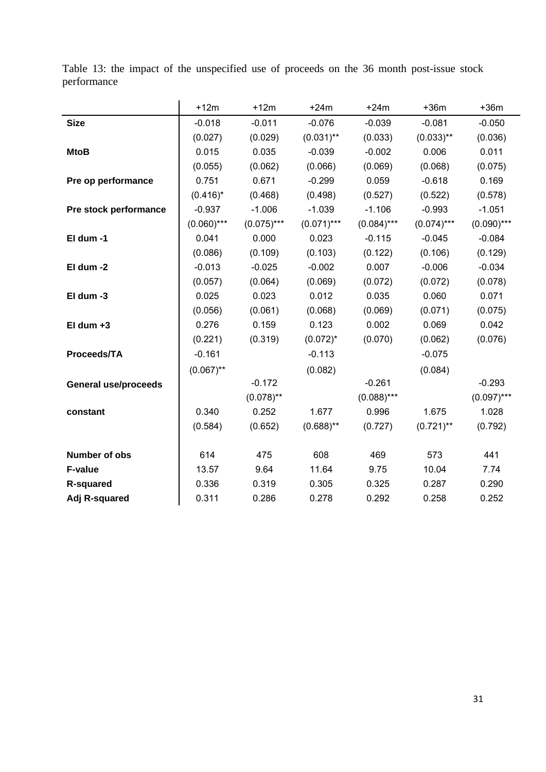Table 13: the impact of the unspecified use of proceeds on the 36 month post-issue stock performance

| | +12m | +12m | +24m | +24m | +36m | +36m |
|---|---|---|---|---|---|---|
| **Size** | -0.018 | -0.011 | -0.076 | -0.039 | -0.081 | -0.050 |
| | (0.027) | (0.029) | (0.031)** | (0.033) | (0.033)** | (0.036) |
| **MtoB** | 0.015 | 0.035 | -0.039 | -0.002 | 0.006 | 0.011 |
| | (0.055) | (0.062) | (0.066) | (0.069) | (0.068) | (0.075) |
| **Pre op performance** | 0.751 | 0.671 | -0.299 | 0.059 | -0.618 | 0.169 |
| | (0.416)* | (0.468) | (0.498) | (0.527) | (0.522) | (0.578) |
| **Pre stock performance** | -0.937 | -1.006 | -1.039 | -1.106 | -0.993 | -1.051 |
| | (0.060)*** | (0.075)*** | (0.071)*** | (0.084)*** | (0.074)*** | (0.090)*** |
| **EI dum -1** | 0.041 | 0.000 | 0.023 | -0.115 | -0.045 | -0.084 |
| | (0.086) | (0.109) | (0.103) | (0.122) | (0.106) | (0.129) |
| **EI dum -2** | -0.013 | -0.025 | -0.002 | 0.007 | -0.006 | -0.034 |
| | (0.057) | (0.064) | (0.069) | (0.072) | (0.072) | (0.078) |
| **EI dum -3** | 0.025 | 0.023 | 0.012 | 0.035 | 0.060 | 0.071 |
| | (0.056) | (0.061) | (0.068) | (0.069) | (0.071) | (0.075) |
| **EI dum +3** | 0.276 | 0.159 | 0.123 | 0.002 | 0.069 | 0.042 |
| | (0.221) | (0.319) | (0.072)* | (0.070) | (0.062) | (0.076) |
| **Proceeds/TA** | -0.161 | | -0.113 | | -0.075 | |
| | (0.067)** | | (0.082) | | (0.084) | |
| **General use/proceeds** | | -0.172 | | -0.261 | | -0.293 |
| | | (0.078)** | | (0.088)*** | | (0.097)*** |
| **constant** | 0.340 | 0.252 | 1.677 | 0.996 | 1.675 | 1.028 |
| | (0.584) | (0.652) | (0.688)** | (0.727) | (0.721)** | (0.792) |
| **Number of obs** | 614 | 475 | 608 | 469 | 573 | 441 |
| **F-value** | 13.57 | 9.64 | 11.64 | 9.75 | 10.04 | 7.74 |
| **R-squared** | 0.336 | 0.319 | 0.305 | 0.325 | 0.287 | 0.290 |
| **Adj R-squared** | 0.311 | 0.286 | 0.278 | 0.292 | 0.258 | 0.252 |